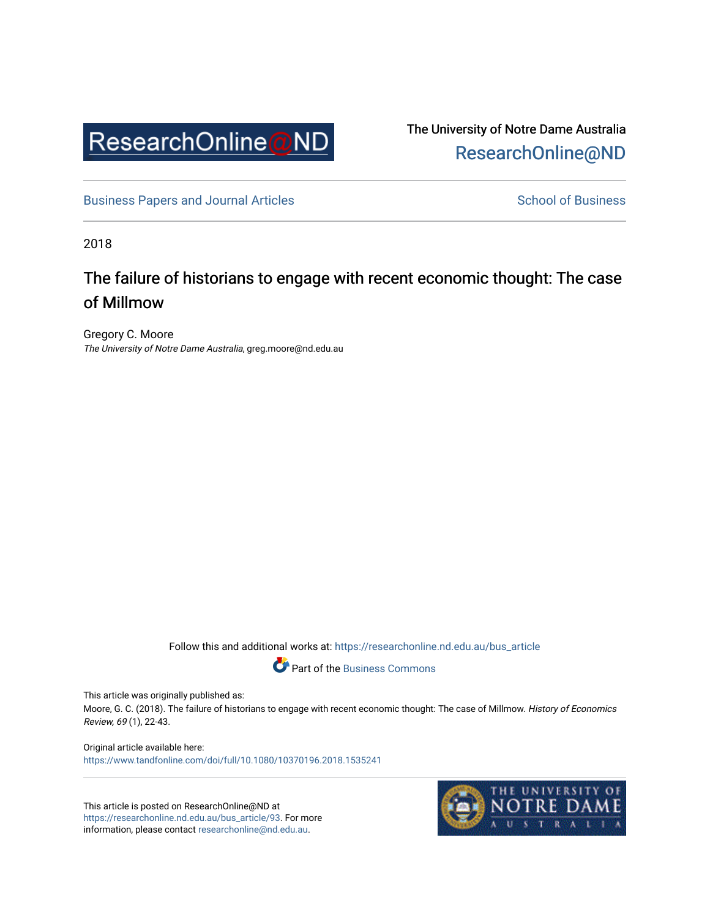ResearchOnline@ND

The University of Notre Dame Australia
ResearchOnline@ND

Business Papers and Journal Articles | School of Business

2018

# The failure of historians to engage with recent economic thought: The case of Millmow

Gregory C. Moore
*The University of Notre Dame Australia*, greg.moore@nd.edu.au

Follow this and additional works at: https://researchonline.nd.edu.au/bus_article

Part of the Business Commons

This article was originally published as:
Moore, G. C. (2018). The failure of historians to engage with recent economic thought: The case of Millmow. *History of Economics Review, 69* (1), 22-43.

Original article available here:
https://www.tandfonline.com/doi/full/10.1080/10370196.2018.1535241

This article is posted on ResearchOnline@ND at https://researchonline.nd.edu.au/bus_article/93. For more information, please contact researchonline@nd.edu.au.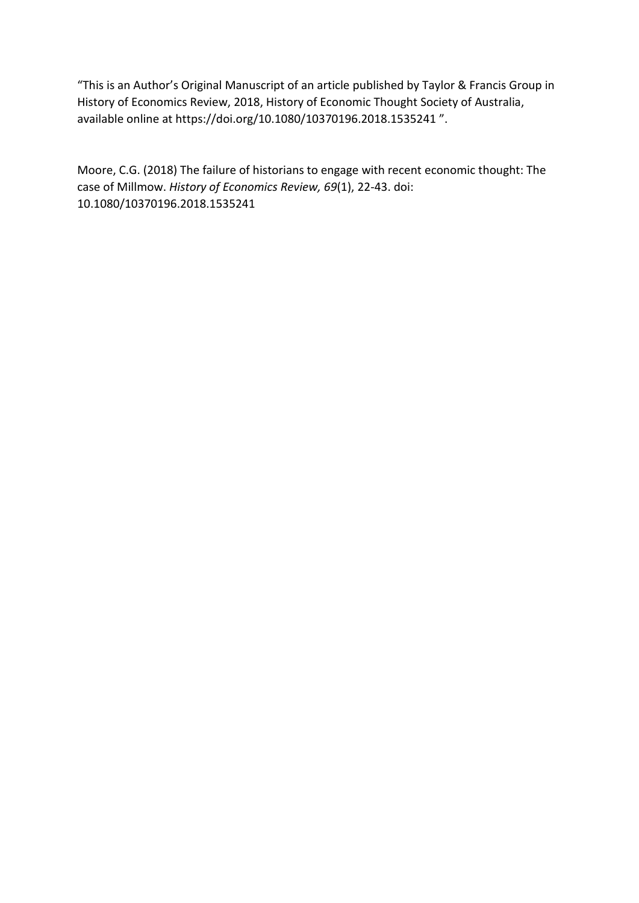"This is an Author's Original Manuscript of an article published by Taylor & Francis Group in History of Economics Review, 2018, History of Economic Thought Society of Australia, available online at https://doi.org/10.1080/10370196.2018.1535241 ".

Moore, C.G. (2018) The failure of historians to engage with recent economic thought: The case of Millmow. *History of Economics Review, 69*(1), 22-43. doi: 10.1080/10370196.2018.1535241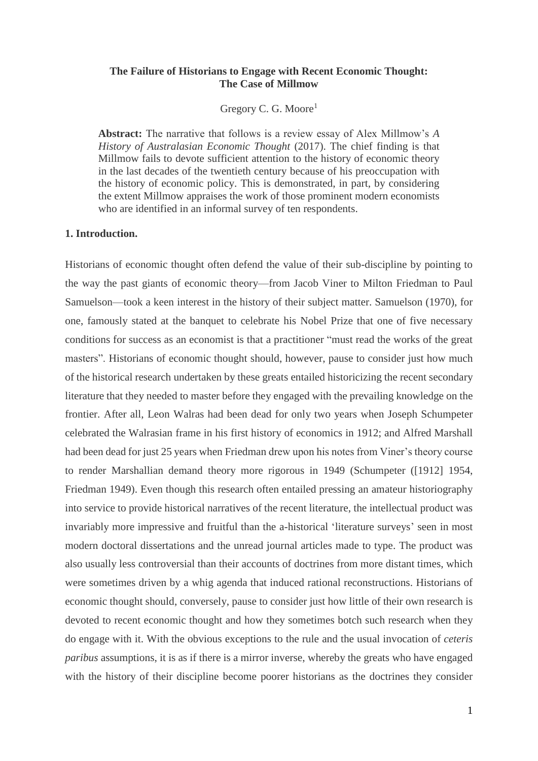**The Failure of Historians to Engage with Recent Economic Thought: The Case of Millmow**

Gregory C. G. Moore[1]

> **Abstract:** The narrative that follows is a review essay of Alex Millmow's *A History of Australasian Economic Thought* (2017). The chief finding is that Millmow fails to devote sufficient attention to the history of economic theory in the last decades of the twentieth century because of his preoccupation with the history of economic policy. This is demonstrated, in part, by considering the extent Millmow appraises the work of those prominent modern economists who are identified in an informal survey of ten respondents.

## 1. Introduction.

Historians of economic thought often defend the value of their sub-discipline by pointing to the way the past giants of economic theory—from Jacob Viner to Milton Friedman to Paul Samuelson—took a keen interest in the history of their subject matter. Samuelson (1970), for one, famously stated at the banquet to celebrate his Nobel Prize that one of five necessary conditions for success as an economist is that a practitioner "must read the works of the great masters". Historians of economic thought should, however, pause to consider just how much of the historical research undertaken by these greats entailed historicizing the recent secondary literature that they needed to master before they engaged with the prevailing knowledge on the frontier. After all, Leon Walras had been dead for only two years when Joseph Schumpeter celebrated the Walrasian frame in his first history of economics in 1912; and Alfred Marshall had been dead for just 25 years when Friedman drew upon his notes from Viner's theory course to render Marshallian demand theory more rigorous in 1949 (Schumpeter ([1912] 1954, Friedman 1949). Even though this research often entailed pressing an amateur historiography into service to provide historical narratives of the recent literature, the intellectual product was invariably more impressive and fruitful than the a-historical 'literature surveys' seen in most modern doctoral dissertations and the unread journal articles made to type. The product was also usually less controversial than their accounts of doctrines from more distant times, which were sometimes driven by a whig agenda that induced rational reconstructions. Historians of economic thought should, conversely, pause to consider just how little of their own research is devoted to recent economic thought and how they sometimes botch such research when they do engage with it. With the obvious exceptions to the rule and the usual invocation of *ceteris paribus* assumptions, it is as if there is a mirror inverse, whereby the greats who have engaged with the history of their discipline become poorer historians as the doctrines they consider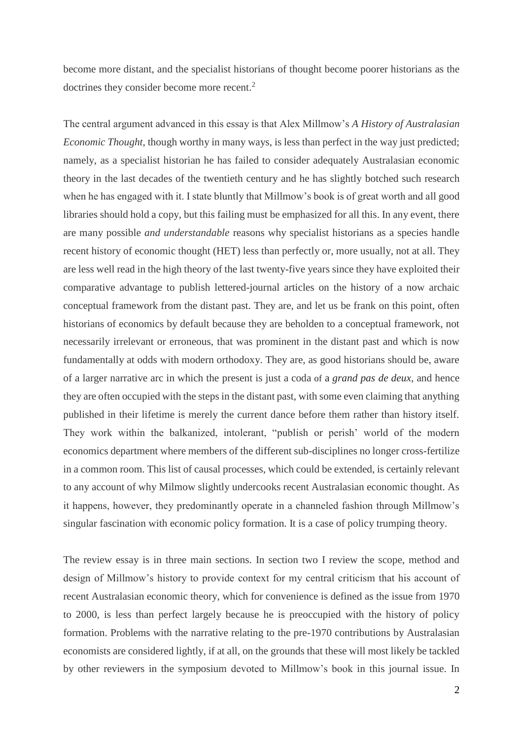become more distant, and the specialist historians of thought become poorer historians as the doctrines they consider become more recent.[2]

The central argument advanced in this essay is that Alex Millmow's *A History of Australasian Economic Thought*, though worthy in many ways, is less than perfect in the way just predicted; namely, as a specialist historian he has failed to consider adequately Australasian economic theory in the last decades of the twentieth century and he has slightly botched such research when he has engaged with it. I state bluntly that Millmow's book is of great worth and all good libraries should hold a copy, but this failing must be emphasized for all this. In any event, there are many possible *and understandable* reasons why specialist historians as a species handle recent history of economic thought (HET) less than perfectly or, more usually, not at all. They are less well read in the high theory of the last twenty-five years since they have exploited their comparative advantage to publish lettered-journal articles on the history of a now archaic conceptual framework from the distant past. They are, and let us be frank on this point, often historians of economics by default because they are beholden to a conceptual framework, not necessarily irrelevant or erroneous, that was prominent in the distant past and which is now fundamentally at odds with modern orthodoxy. They are, as good historians should be, aware of a larger narrative arc in which the present is just a coda of a *grand pas de deux*, and hence they are often occupied with the steps in the distant past, with some even claiming that anything published in their lifetime is merely the current dance before them rather than history itself. They work within the balkanized, intolerant, "publish or perish' world of the modern economics department where members of the different sub-disciplines no longer cross-fertilize in a common room. This list of causal processes, which could be extended, is certainly relevant to any account of why Milmow slightly undercooks recent Australasian economic thought. As it happens, however, they predominantly operate in a channeled fashion through Millmow's singular fascination with economic policy formation. It is a case of policy trumping theory.

The review essay is in three main sections. In section two I review the scope, method and design of Millmow's history to provide context for my central criticism that his account of recent Australasian economic theory, which for convenience is defined as the issue from 1970 to 2000, is less than perfect largely because he is preoccupied with the history of policy formation. Problems with the narrative relating to the pre-1970 contributions by Australasian economists are considered lightly, if at all, on the grounds that these will most likely be tackled by other reviewers in the symposium devoted to Millmow's book in this journal issue. In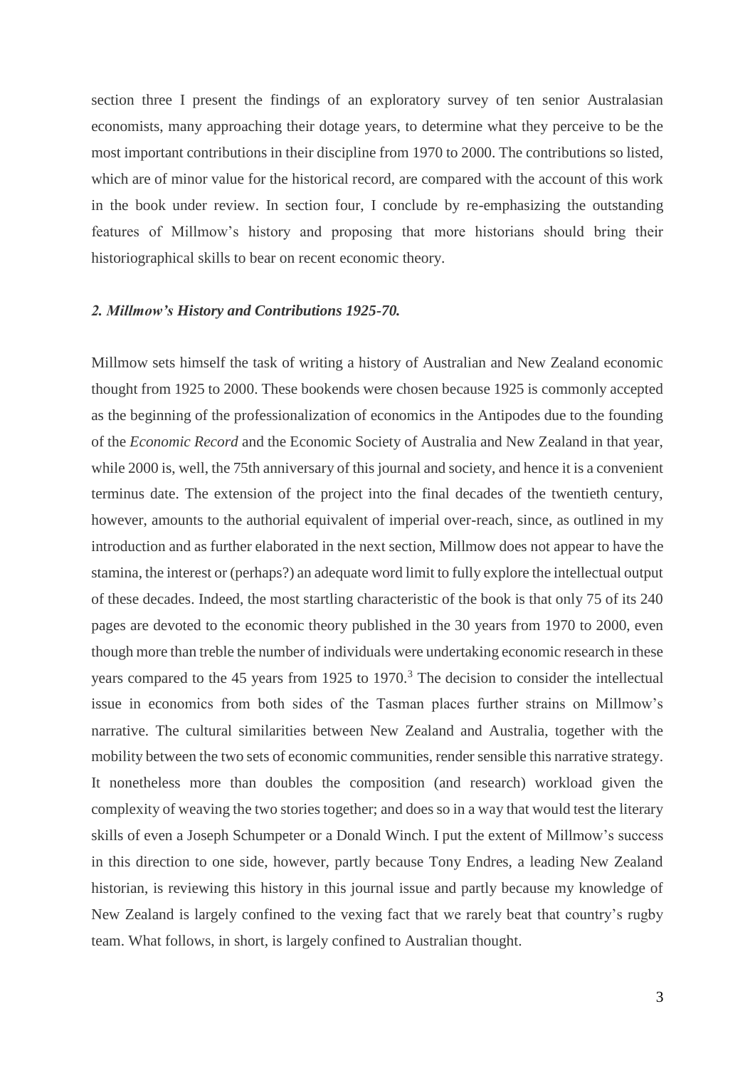section three I present the findings of an exploratory survey of ten senior Australasian economists, many approaching their dotage years, to determine what they perceive to be the most important contributions in their discipline from 1970 to 2000. The contributions so listed, which are of minor value for the historical record, are compared with the account of this work in the book under review. In section four, I conclude by re-emphasizing the outstanding features of Millmow's history and proposing that more historians should bring their historiographical skills to bear on recent economic theory.

### *2. Millmow's History and Contributions 1925-70.*

Millmow sets himself the task of writing a history of Australian and New Zealand economic thought from 1925 to 2000. These bookends were chosen because 1925 is commonly accepted as the beginning of the professionalization of economics in the Antipodes due to the founding of the *Economic Record* and the Economic Society of Australia and New Zealand in that year, while 2000 is, well, the 75th anniversary of this journal and society, and hence it is a convenient terminus date. The extension of the project into the final decades of the twentieth century, however, amounts to the authorial equivalent of imperial over-reach, since, as outlined in my introduction and as further elaborated in the next section, Millmow does not appear to have the stamina, the interest or (perhaps?) an adequate word limit to fully explore the intellectual output of these decades. Indeed, the most startling characteristic of the book is that only 75 of its 240 pages are devoted to the economic theory published in the 30 years from 1970 to 2000, even though more than treble the number of individuals were undertaking economic research in these years compared to the 45 years from 1925 to 1970.[3] The decision to consider the intellectual issue in economics from both sides of the Tasman places further strains on Millmow's narrative. The cultural similarities between New Zealand and Australia, together with the mobility between the two sets of economic communities, render sensible this narrative strategy. It nonetheless more than doubles the composition (and research) workload given the complexity of weaving the two stories together; and does so in a way that would test the literary skills of even a Joseph Schumpeter or a Donald Winch. I put the extent of Millmow's success in this direction to one side, however, partly because Tony Endres, a leading New Zealand historian, is reviewing this history in this journal issue and partly because my knowledge of New Zealand is largely confined to the vexing fact that we rarely beat that country's rugby team. What follows, in short, is largely confined to Australian thought.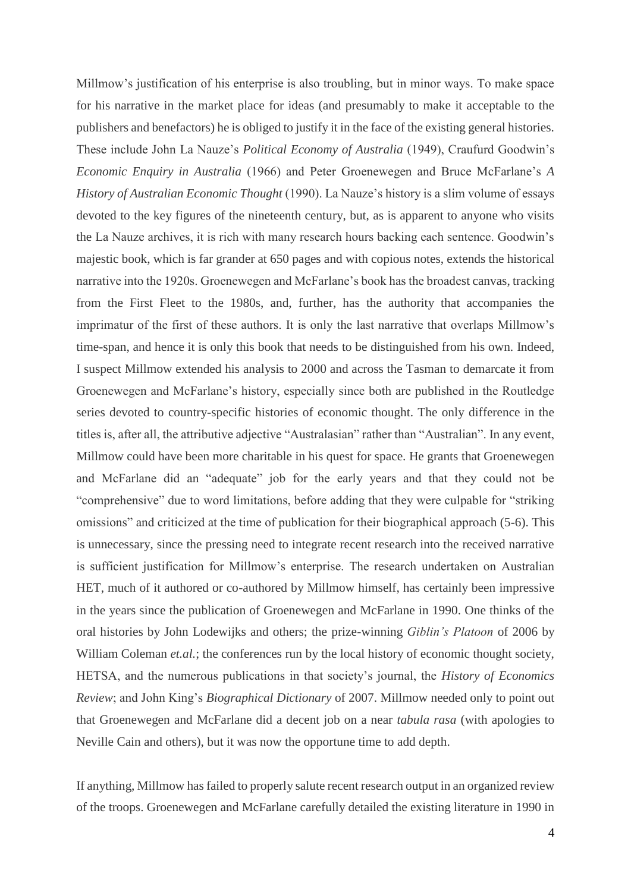Millmow's justification of his enterprise is also troubling, but in minor ways. To make space for his narrative in the market place for ideas (and presumably to make it acceptable to the publishers and benefactors) he is obliged to justify it in the face of the existing general histories. These include John La Nauze's *Political Economy of Australia* (1949), Craufurd Goodwin's *Economic Enquiry in Australia* (1966) and Peter Groenewegen and Bruce McFarlane's *A History of Australian Economic Thought* (1990). La Nauze's history is a slim volume of essays devoted to the key figures of the nineteenth century, but, as is apparent to anyone who visits the La Nauze archives, it is rich with many research hours backing each sentence. Goodwin's majestic book, which is far grander at 650 pages and with copious notes, extends the historical narrative into the 1920s. Groenewegen and McFarlane's book has the broadest canvas, tracking from the First Fleet to the 1980s, and, further, has the authority that accompanies the imprimatur of the first of these authors. It is only the last narrative that overlaps Millmow's time-span, and hence it is only this book that needs to be distinguished from his own. Indeed, I suspect Millmow extended his analysis to 2000 and across the Tasman to demarcate it from Groenewegen and McFarlane's history, especially since both are published in the Routledge series devoted to country-specific histories of economic thought. The only difference in the titles is, after all, the attributive adjective "Australasian" rather than "Australian". In any event, Millmow could have been more charitable in his quest for space. He grants that Groenewegen and McFarlane did an "adequate" job for the early years and that they could not be "comprehensive" due to word limitations, before adding that they were culpable for "striking omissions" and criticized at the time of publication for their biographical approach (5-6). This is unnecessary, since the pressing need to integrate recent research into the received narrative is sufficient justification for Millmow's enterprise. The research undertaken on Australian HET, much of it authored or co-authored by Millmow himself, has certainly been impressive in the years since the publication of Groenewegen and McFarlane in 1990. One thinks of the oral histories by John Lodewijks and others; the prize-winning *Giblin's Platoon* of 2006 by William Coleman *et.al.*; the conferences run by the local history of economic thought society, HETSA, and the numerous publications in that society's journal, the *History of Economics Review*; and John King's *Biographical Dictionary* of 2007. Millmow needed only to point out that Groenewegen and McFarlane did a decent job on a near *tabula rasa* (with apologies to Neville Cain and others), but it was now the opportune time to add depth.

If anything, Millmow has failed to properly salute recent research output in an organized review of the troops. Groenewegen and McFarlane carefully detailed the existing literature in 1990 in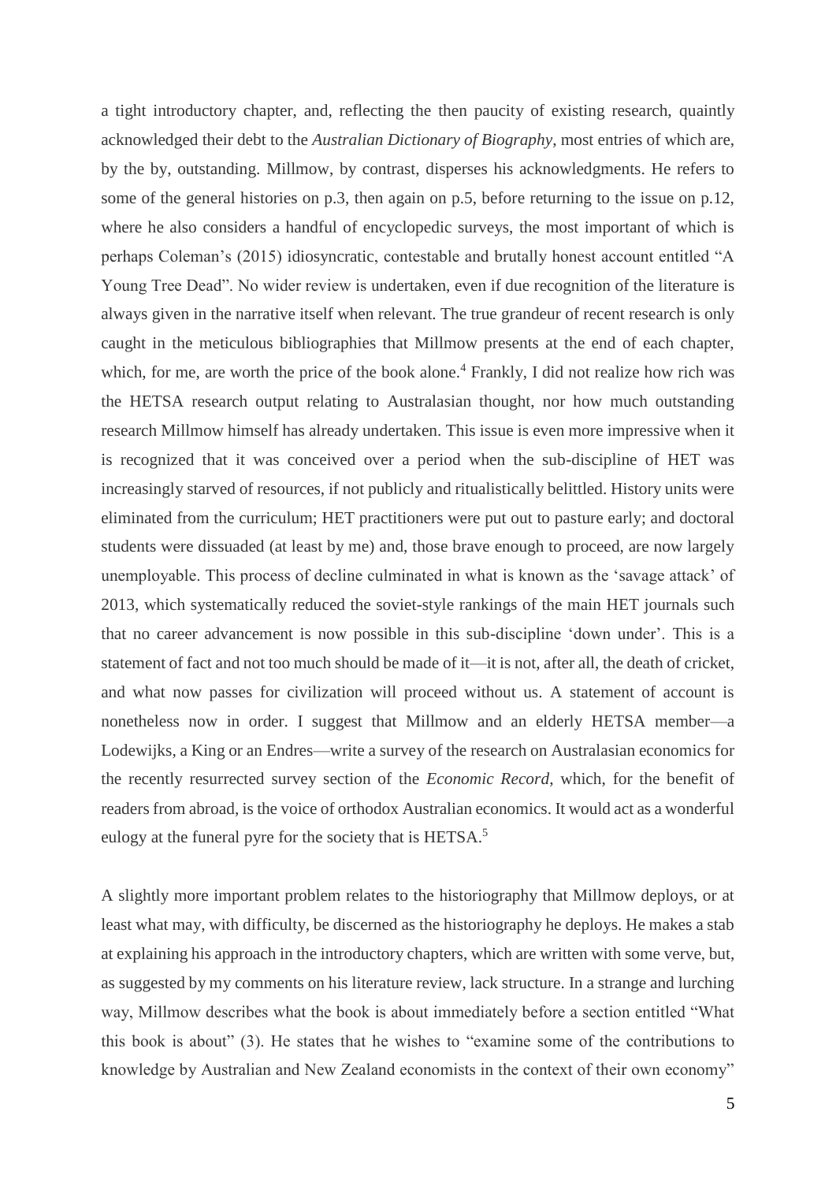a tight introductory chapter, and, reflecting the then paucity of existing research, quaintly acknowledged their debt to the *Australian Dictionary of Biography*, most entries of which are, by the by, outstanding. Millmow, by contrast, disperses his acknowledgments. He refers to some of the general histories on p.3, then again on p.5, before returning to the issue on p.12, where he also considers a handful of encyclopedic surveys, the most important of which is perhaps Coleman's (2015) idiosyncratic, contestable and brutally honest account entitled "A Young Tree Dead". No wider review is undertaken, even if due recognition of the literature is always given in the narrative itself when relevant. The true grandeur of recent research is only caught in the meticulous bibliographies that Millmow presents at the end of each chapter, which, for me, are worth the price of the book alone.[4] Frankly, I did not realize how rich was the HETSA research output relating to Australasian thought, nor how much outstanding research Millmow himself has already undertaken. This issue is even more impressive when it is recognized that it was conceived over a period when the sub-discipline of HET was increasingly starved of resources, if not publicly and ritualistically belittled. History units were eliminated from the curriculum; HET practitioners were put out to pasture early; and doctoral students were dissuaded (at least by me) and, those brave enough to proceed, are now largely unemployable. This process of decline culminated in what is known as the 'savage attack' of 2013, which systematically reduced the soviet-style rankings of the main HET journals such that no career advancement is now possible in this sub-discipline 'down under'. This is a statement of fact and not too much should be made of it—it is not, after all, the death of cricket, and what now passes for civilization will proceed without us. A statement of account is nonetheless now in order. I suggest that Millmow and an elderly HETSA member—a Lodewijks, a King or an Endres—write a survey of the research on Australasian economics for the recently resurrected survey section of the *Economic Record*, which, for the benefit of readers from abroad, is the voice of orthodox Australian economics. It would act as a wonderful eulogy at the funeral pyre for the society that is HETSA.[5]

A slightly more important problem relates to the historiography that Millmow deploys, or at least what may, with difficulty, be discerned as the historiography he deploys. He makes a stab at explaining his approach in the introductory chapters, which are written with some verve, but, as suggested by my comments on his literature review, lack structure. In a strange and lurching way, Millmow describes what the book is about immediately before a section entitled "What this book is about" (3). He states that he wishes to "examine some of the contributions to knowledge by Australian and New Zealand economists in the context of their own economy"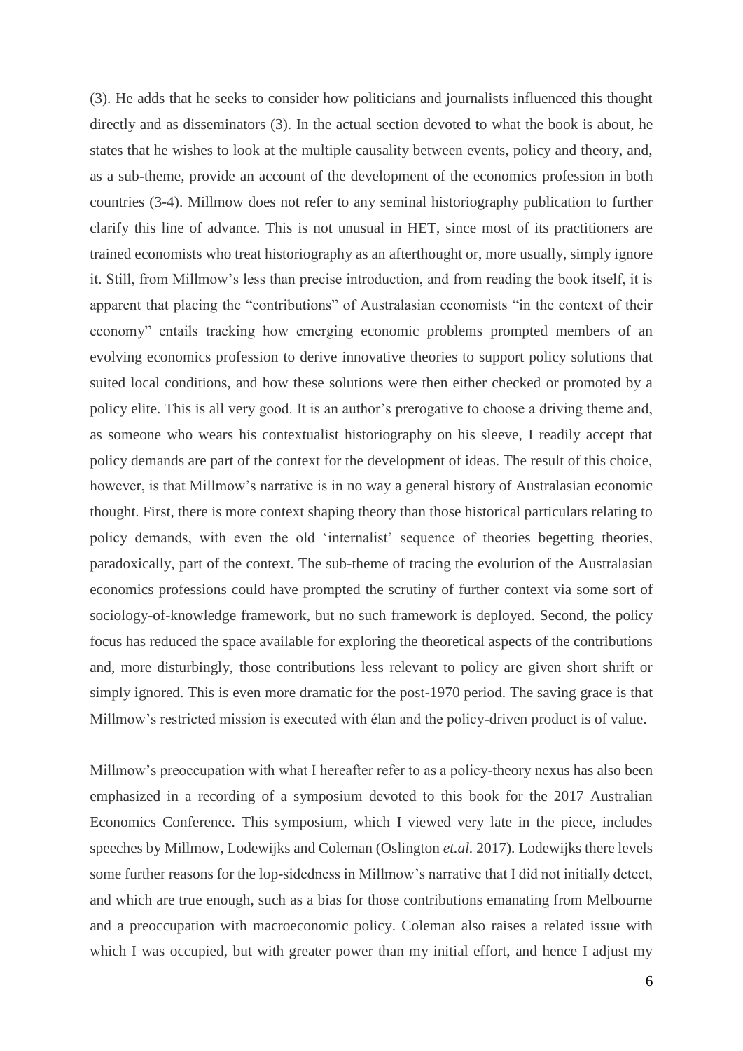(3). He adds that he seeks to consider how politicians and journalists influenced this thought directly and as disseminators (3). In the actual section devoted to what the book is about, he states that he wishes to look at the multiple causality between events, policy and theory, and, as a sub-theme, provide an account of the development of the economics profession in both countries (3-4). Millmow does not refer to any seminal historiography publication to further clarify this line of advance. This is not unusual in HET, since most of its practitioners are trained economists who treat historiography as an afterthought or, more usually, simply ignore it. Still, from Millmow's less than precise introduction, and from reading the book itself, it is apparent that placing the "contributions" of Australasian economists "in the context of their economy" entails tracking how emerging economic problems prompted members of an evolving economics profession to derive innovative theories to support policy solutions that suited local conditions, and how these solutions were then either checked or promoted by a policy elite. This is all very good. It is an author's prerogative to choose a driving theme and, as someone who wears his contextualist historiography on his sleeve, I readily accept that policy demands are part of the context for the development of ideas. The result of this choice, however, is that Millmow's narrative is in no way a general history of Australasian economic thought. First, there is more context shaping theory than those historical particulars relating to policy demands, with even the old 'internalist' sequence of theories begetting theories, paradoxically, part of the context. The sub-theme of tracing the evolution of the Australasian economics professions could have prompted the scrutiny of further context via some sort of sociology-of-knowledge framework, but no such framework is deployed. Second, the policy focus has reduced the space available for exploring the theoretical aspects of the contributions and, more disturbingly, those contributions less relevant to policy are given short shrift or simply ignored. This is even more dramatic for the post-1970 period. The saving grace is that Millmow's restricted mission is executed with élan and the policy-driven product is of value.

Millmow's preoccupation with what I hereafter refer to as a policy-theory nexus has also been emphasized in a recording of a symposium devoted to this book for the 2017 Australian Economics Conference. This symposium, which I viewed very late in the piece, includes speeches by Millmow, Lodewijks and Coleman (Oslington *et.al.* 2017). Lodewijks there levels some further reasons for the lop-sidedness in Millmow's narrative that I did not initially detect, and which are true enough, such as a bias for those contributions emanating from Melbourne and a preoccupation with macroeconomic policy. Coleman also raises a related issue with which I was occupied, but with greater power than my initial effort, and hence I adjust my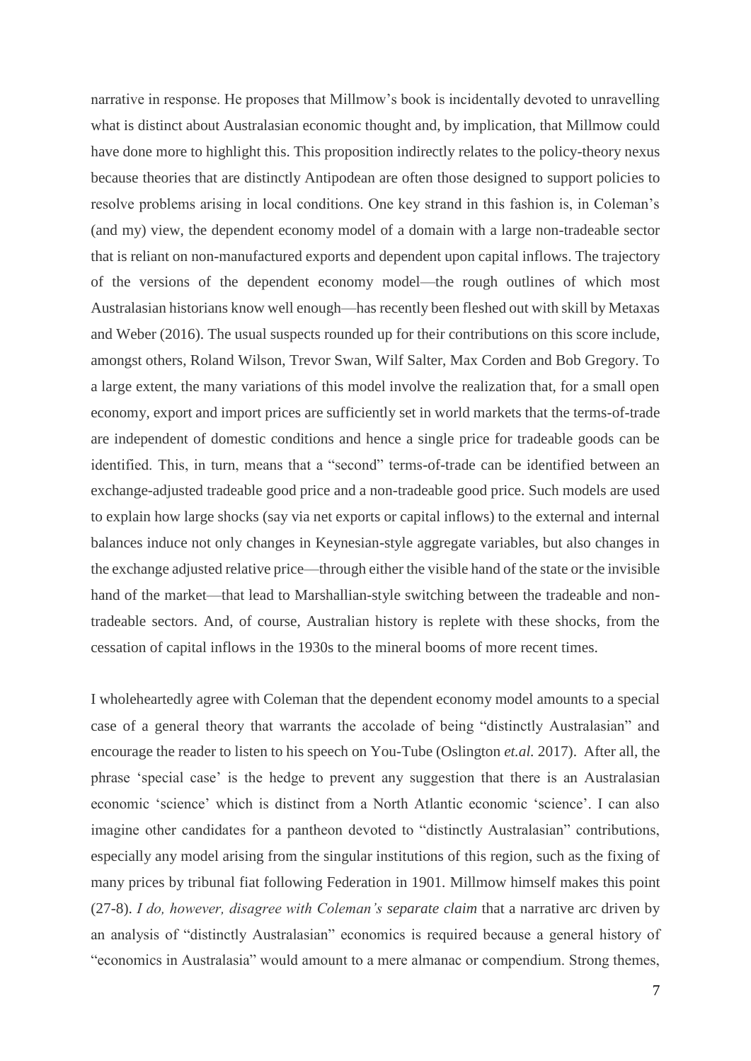narrative in response. He proposes that Millmow's book is incidentally devoted to unravelling what is distinct about Australasian economic thought and, by implication, that Millmow could have done more to highlight this. This proposition indirectly relates to the policy-theory nexus because theories that are distinctly Antipodean are often those designed to support policies to resolve problems arising in local conditions. One key strand in this fashion is, in Coleman's (and my) view, the dependent economy model of a domain with a large non-tradeable sector that is reliant on non-manufactured exports and dependent upon capital inflows. The trajectory of the versions of the dependent economy model—the rough outlines of which most Australasian historians know well enough—has recently been fleshed out with skill by Metaxas and Weber (2016). The usual suspects rounded up for their contributions on this score include, amongst others, Roland Wilson, Trevor Swan, Wilf Salter, Max Corden and Bob Gregory. To a large extent, the many variations of this model involve the realization that, for a small open economy, export and import prices are sufficiently set in world markets that the terms-of-trade are independent of domestic conditions and hence a single price for tradeable goods can be identified. This, in turn, means that a "second" terms-of-trade can be identified between an exchange-adjusted tradeable good price and a non-tradeable good price. Such models are used to explain how large shocks (say via net exports or capital inflows) to the external and internal balances induce not only changes in Keynesian-style aggregate variables, but also changes in the exchange adjusted relative price—through either the visible hand of the state or the invisible hand of the market—that lead to Marshallian-style switching between the tradeable and non-tradeable sectors. And, of course, Australian history is replete with these shocks, from the cessation of capital inflows in the 1930s to the mineral booms of more recent times.

I wholeheartedly agree with Coleman that the dependent economy model amounts to a special case of a general theory that warrants the accolade of being "distinctly Australasian" and encourage the reader to listen to his speech on You-Tube (Oslington *et.al.* 2017). After all, the phrase 'special case' is the hedge to prevent any suggestion that there is an Australasian economic 'science' which is distinct from a North Atlantic economic 'science'. I can also imagine other candidates for a pantheon devoted to "distinctly Australasian" contributions, especially any model arising from the singular institutions of this region, such as the fixing of many prices by tribunal fiat following Federation in 1901. Millmow himself makes this point (27-8). *I do, however, disagree with Coleman's separate claim* that a narrative arc driven by an analysis of "distinctly Australasian" economics is required because a general history of "economics in Australasia" would amount to a mere almanac or compendium. Strong themes,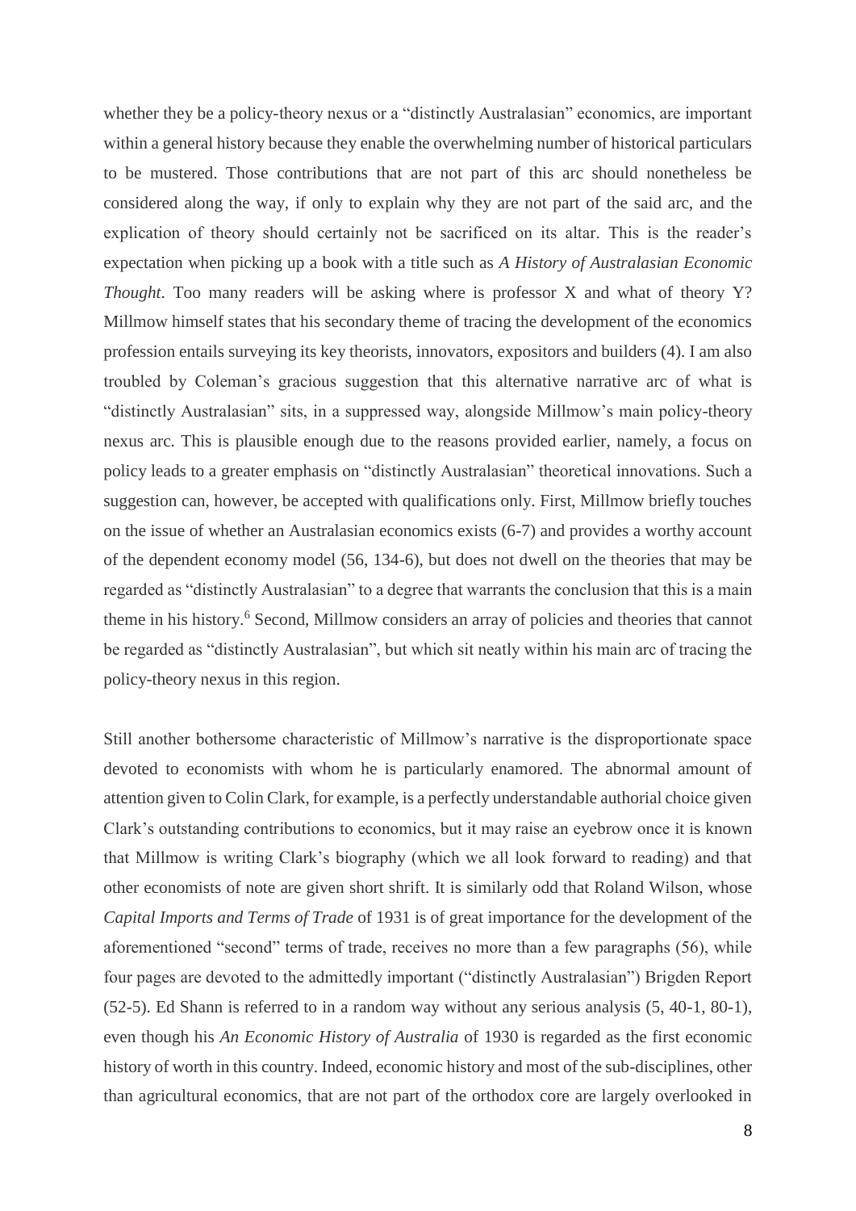whether they be a policy-theory nexus or a "distinctly Australasian" economics, are important within a general history because they enable the overwhelming number of historical particulars to be mustered. Those contributions that are not part of this arc should nonetheless be considered along the way, if only to explain why they are not part of the said arc, and the explication of theory should certainly not be sacrificed on its altar. This is the reader's expectation when picking up a book with a title such as *A History of Australasian Economic Thought*. Too many readers will be asking where is professor X and what of theory Y? Millmow himself states that his secondary theme of tracing the development of the economics profession entails surveying its key theorists, innovators, expositors and builders (4). I am also troubled by Coleman's gracious suggestion that this alternative narrative arc of what is "distinctly Australasian" sits, in a suppressed way, alongside Millmow's main policy-theory nexus arc. This is plausible enough due to the reasons provided earlier, namely, a focus on policy leads to a greater emphasis on "distinctly Australasian" theoretical innovations. Such a suggestion can, however, be accepted with qualifications only. First, Millmow briefly touches on the issue of whether an Australasian economics exists (6-7) and provides a worthy account of the dependent economy model (56, 134-6), but does not dwell on the theories that may be regarded as "distinctly Australasian" to a degree that warrants the conclusion that this is a main theme in his history.[6] Second, Millmow considers an array of policies and theories that cannot be regarded as "distinctly Australasian", but which sit neatly within his main arc of tracing the policy-theory nexus in this region.

Still another bothersome characteristic of Millmow's narrative is the disproportionate space devoted to economists with whom he is particularly enamored. The abnormal amount of attention given to Colin Clark, for example, is a perfectly understandable authorial choice given Clark's outstanding contributions to economics, but it may raise an eyebrow once it is known that Millmow is writing Clark's biography (which we all look forward to reading) and that other economists of note are given short shrift. It is similarly odd that Roland Wilson, whose *Capital Imports and Terms of Trade* of 1931 is of great importance for the development of the aforementioned "second" terms of trade, receives no more than a few paragraphs (56), while four pages are devoted to the admittedly important ("distinctly Australasian") Brigden Report (52-5). Ed Shann is referred to in a random way without any serious analysis (5, 40-1, 80-1), even though his *An Economic History of Australia* of 1930 is regarded as the first economic history of worth in this country. Indeed, economic history and most of the sub-disciplines, other than agricultural economics, that are not part of the orthodox core are largely overlooked in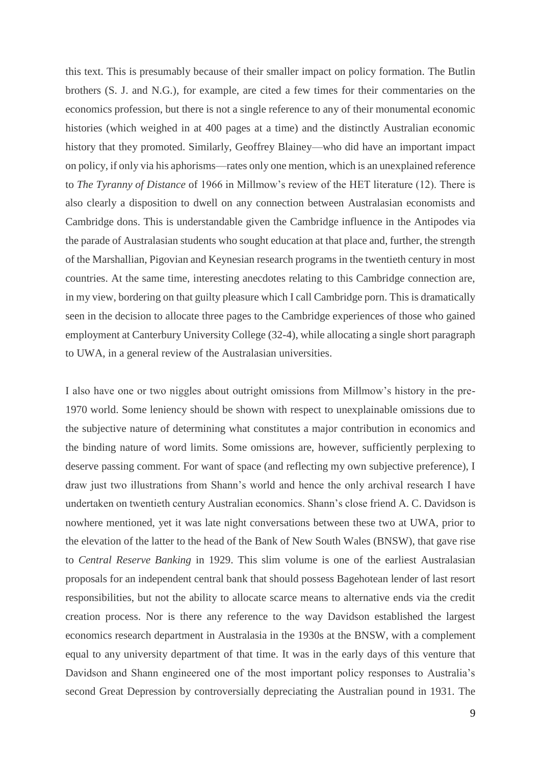this text. This is presumably because of their smaller impact on policy formation. The Butlin brothers (S. J. and N.G.), for example, are cited a few times for their commentaries on the economics profession, but there is not a single reference to any of their monumental economic histories (which weighed in at 400 pages at a time) and the distinctly Australian economic history that they promoted. Similarly, Geoffrey Blainey—who did have an important impact on policy, if only via his aphorisms—rates only one mention, which is an unexplained reference to *The Tyranny of Distance* of 1966 in Millmow's review of the HET literature (12). There is also clearly a disposition to dwell on any connection between Australasian economists and Cambridge dons. This is understandable given the Cambridge influence in the Antipodes via the parade of Australasian students who sought education at that place and, further, the strength of the Marshallian, Pigovian and Keynesian research programs in the twentieth century in most countries. At the same time, interesting anecdotes relating to this Cambridge connection are, in my view, bordering on that guilty pleasure which I call Cambridge porn. This is dramatically seen in the decision to allocate three pages to the Cambridge experiences of those who gained employment at Canterbury University College (32-4), while allocating a single short paragraph to UWA, in a general review of the Australasian universities.

I also have one or two niggles about outright omissions from Millmow's history in the pre-1970 world. Some leniency should be shown with respect to unexplainable omissions due to the subjective nature of determining what constitutes a major contribution in economics and the binding nature of word limits. Some omissions are, however, sufficiently perplexing to deserve passing comment. For want of space (and reflecting my own subjective preference), I draw just two illustrations from Shann's world and hence the only archival research I have undertaken on twentieth century Australian economics. Shann's close friend A. C. Davidson is nowhere mentioned, yet it was late night conversations between these two at UWA, prior to the elevation of the latter to the head of the Bank of New South Wales (BNSW), that gave rise to *Central Reserve Banking* in 1929. This slim volume is one of the earliest Australasian proposals for an independent central bank that should possess Bagehotean lender of last resort responsibilities, but not the ability to allocate scarce means to alternative ends via the credit creation process. Nor is there any reference to the way Davidson established the largest economics research department in Australasia in the 1930s at the BNSW, with a complement equal to any university department of that time. It was in the early days of this venture that Davidson and Shann engineered one of the most important policy responses to Australia's second Great Depression by controversially depreciating the Australian pound in 1931. The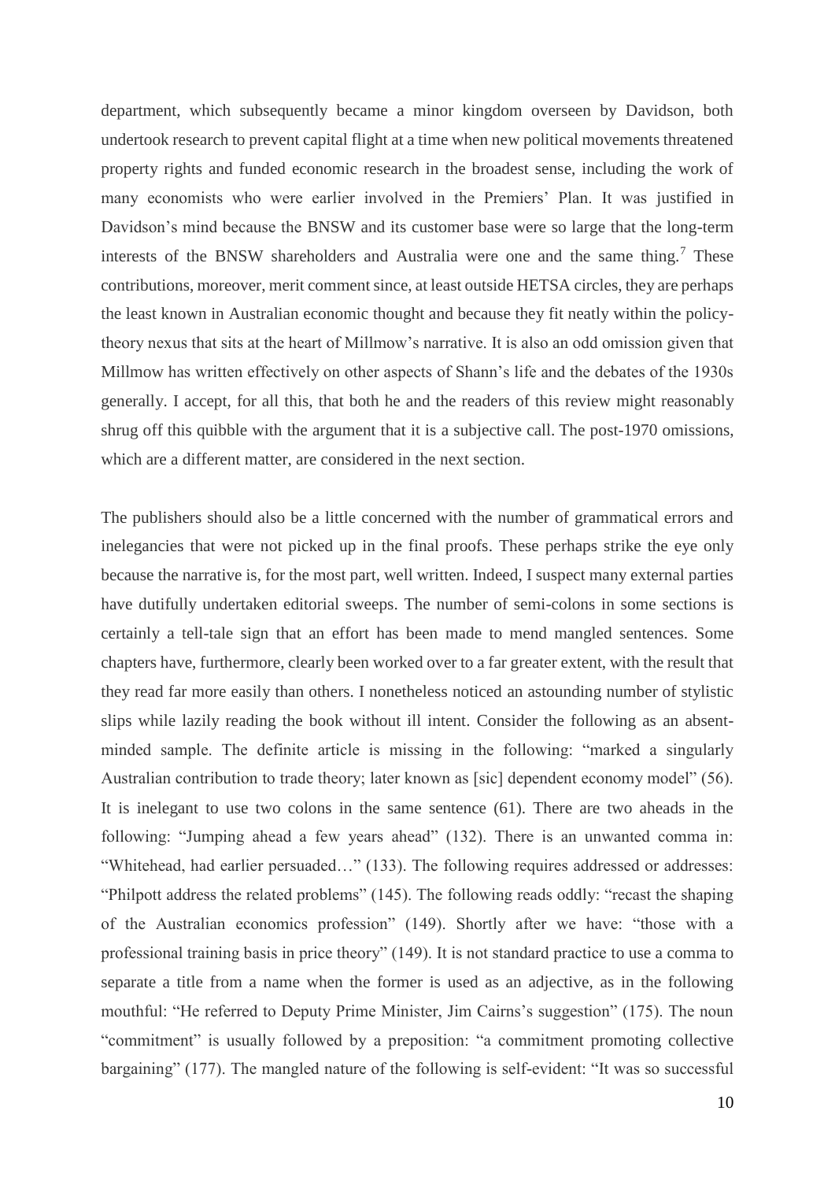department, which subsequently became a minor kingdom overseen by Davidson, both undertook research to prevent capital flight at a time when new political movements threatened property rights and funded economic research in the broadest sense, including the work of many economists who were earlier involved in the Premiers' Plan. It was justified in Davidson's mind because the BNSW and its customer base were so large that the long-term interests of the BNSW shareholders and Australia were one and the same thing.[7] These contributions, moreover, merit comment since, at least outside HETSA circles, they are perhaps the least known in Australian economic thought and because they fit neatly within the policy-theory nexus that sits at the heart of Millmow's narrative. It is also an odd omission given that Millmow has written effectively on other aspects of Shann's life and the debates of the 1930s generally. I accept, for all this, that both he and the readers of this review might reasonably shrug off this quibble with the argument that it is a subjective call. The post-1970 omissions, which are a different matter, are considered in the next section.

The publishers should also be a little concerned with the number of grammatical errors and inelegancies that were not picked up in the final proofs. These perhaps strike the eye only because the narrative is, for the most part, well written. Indeed, I suspect many external parties have dutifully undertaken editorial sweeps. The number of semi-colons in some sections is certainly a tell-tale sign that an effort has been made to mend mangled sentences. Some chapters have, furthermore, clearly been worked over to a far greater extent, with the result that they read far more easily than others. I nonetheless noticed an astounding number of stylistic slips while lazily reading the book without ill intent. Consider the following as an absent-minded sample. The definite article is missing in the following: "marked a singularly Australian contribution to trade theory; later known as [sic] dependent economy model" (56). It is inelegant to use two colons in the same sentence (61). There are two aheads in the following: "Jumping ahead a few years ahead" (132). There is an unwanted comma in: "Whitehead, had earlier persuaded…" (133). The following requires addressed or addresses: "Philpott address the related problems" (145). The following reads oddly: "recast the shaping of the Australian economics profession" (149). Shortly after we have: "those with a professional training basis in price theory" (149). It is not standard practice to use a comma to separate a title from a name when the former is used as an adjective, as in the following mouthful: "He referred to Deputy Prime Minister, Jim Cairns's suggestion" (175). The noun "commitment" is usually followed by a preposition: "a commitment promoting collective bargaining" (177). The mangled nature of the following is self-evident: "It was so successful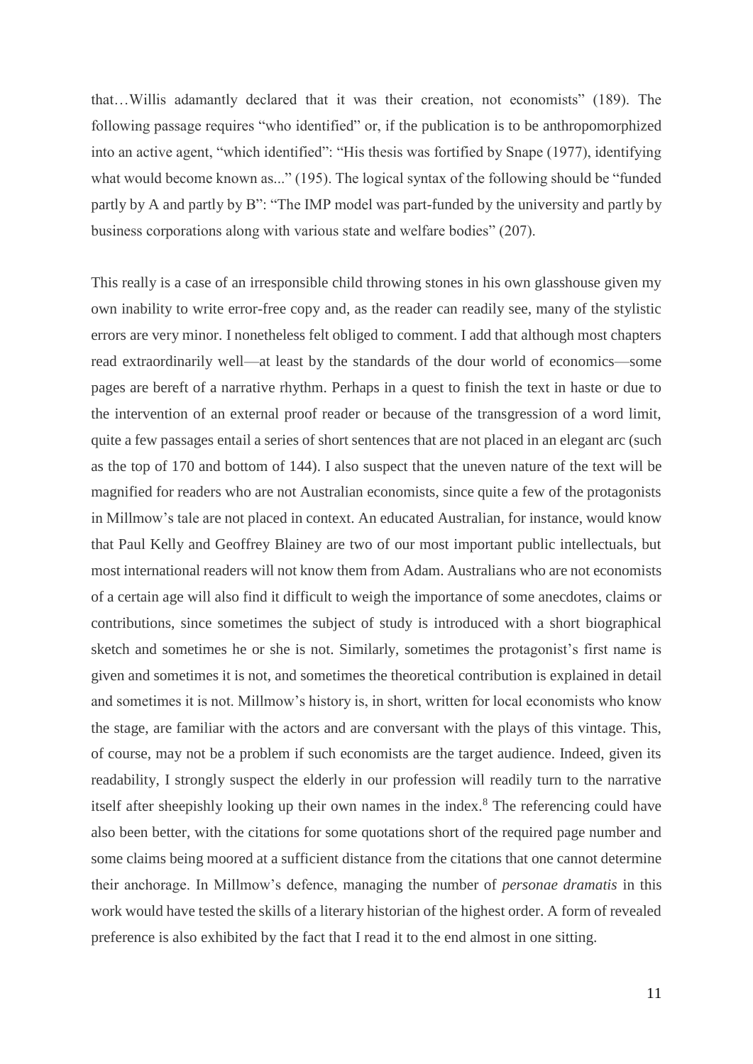that…Willis adamantly declared that it was their creation, not economists" (189). The following passage requires "who identified" or, if the publication is to be anthropomorphized into an active agent, "which identified": "His thesis was fortified by Snape (1977), identifying what would become known as..." (195). The logical syntax of the following should be "funded partly by A and partly by B": "The IMP model was part-funded by the university and partly by business corporations along with various state and welfare bodies" (207).

This really is a case of an irresponsible child throwing stones in his own glasshouse given my own inability to write error-free copy and, as the reader can readily see, many of the stylistic errors are very minor. I nonetheless felt obliged to comment. I add that although most chapters read extraordinarily well—at least by the standards of the dour world of economics—some pages are bereft of a narrative rhythm. Perhaps in a quest to finish the text in haste or due to the intervention of an external proof reader or because of the transgression of a word limit, quite a few passages entail a series of short sentences that are not placed in an elegant arc (such as the top of 170 and bottom of 144). I also suspect that the uneven nature of the text will be magnified for readers who are not Australian economists, since quite a few of the protagonists in Millmow's tale are not placed in context. An educated Australian, for instance, would know that Paul Kelly and Geoffrey Blainey are two of our most important public intellectuals, but most international readers will not know them from Adam. Australians who are not economists of a certain age will also find it difficult to weigh the importance of some anecdotes, claims or contributions, since sometimes the subject of study is introduced with a short biographical sketch and sometimes he or she is not. Similarly, sometimes the protagonist's first name is given and sometimes it is not, and sometimes the theoretical contribution is explained in detail and sometimes it is not. Millmow's history is, in short, written for local economists who know the stage, are familiar with the actors and are conversant with the plays of this vintage. This, of course, may not be a problem if such economists are the target audience. Indeed, given its readability, I strongly suspect the elderly in our profession will readily turn to the narrative itself after sheepishly looking up their own names in the index.[8] The referencing could have also been better, with the citations for some quotations short of the required page number and some claims being moored at a sufficient distance from the citations that one cannot determine their anchorage. In Millmow's defence, managing the number of *personae dramatis* in this work would have tested the skills of a literary historian of the highest order. A form of revealed preference is also exhibited by the fact that I read it to the end almost in one sitting.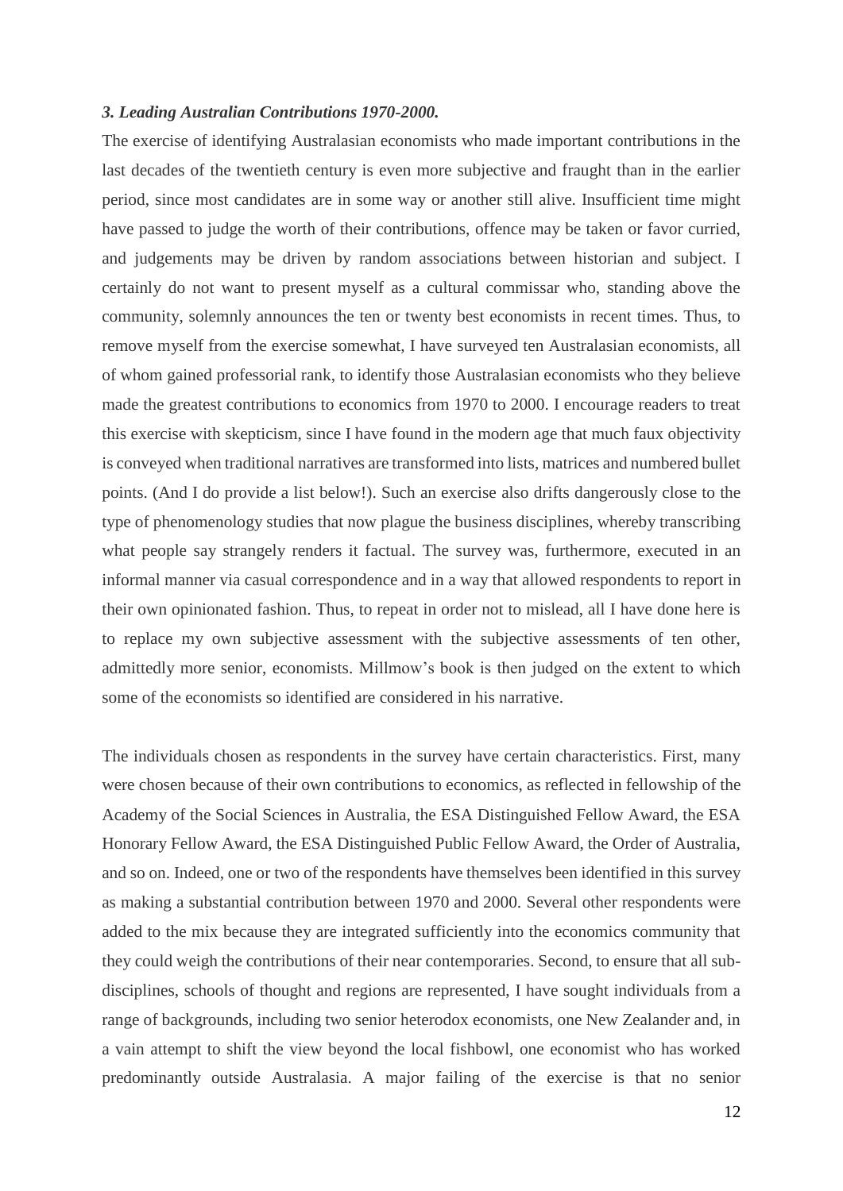### *3. Leading Australian Contributions 1970-2000.*

The exercise of identifying Australasian economists who made important contributions in the last decades of the twentieth century is even more subjective and fraught than in the earlier period, since most candidates are in some way or another still alive. Insufficient time might have passed to judge the worth of their contributions, offence may be taken or favor curried, and judgements may be driven by random associations between historian and subject. I certainly do not want to present myself as a cultural commissar who, standing above the community, solemnly announces the ten or twenty best economists in recent times. Thus, to remove myself from the exercise somewhat, I have surveyed ten Australasian economists, all of whom gained professorial rank, to identify those Australasian economists who they believe made the greatest contributions to economics from 1970 to 2000. I encourage readers to treat this exercise with skepticism, since I have found in the modern age that much faux objectivity is conveyed when traditional narratives are transformed into lists, matrices and numbered bullet points. (And I do provide a list below!). Such an exercise also drifts dangerously close to the type of phenomenology studies that now plague the business disciplines, whereby transcribing what people say strangely renders it factual. The survey was, furthermore, executed in an informal manner via casual correspondence and in a way that allowed respondents to report in their own opinionated fashion. Thus, to repeat in order not to mislead, all I have done here is to replace my own subjective assessment with the subjective assessments of ten other, admittedly more senior, economists. Millmow's book is then judged on the extent to which some of the economists so identified are considered in his narrative.

The individuals chosen as respondents in the survey have certain characteristics. First, many were chosen because of their own contributions to economics, as reflected in fellowship of the Academy of the Social Sciences in Australia, the ESA Distinguished Fellow Award, the ESA Honorary Fellow Award, the ESA Distinguished Public Fellow Award, the Order of Australia, and so on. Indeed, one or two of the respondents have themselves been identified in this survey as making a substantial contribution between 1970 and 2000. Several other respondents were added to the mix because they are integrated sufficiently into the economics community that they could weigh the contributions of their near contemporaries. Second, to ensure that all sub-disciplines, schools of thought and regions are represented, I have sought individuals from a range of backgrounds, including two senior heterodox economists, one New Zealander and, in a vain attempt to shift the view beyond the local fishbowl, one economist who has worked predominantly outside Australasia. A major failing of the exercise is that no senior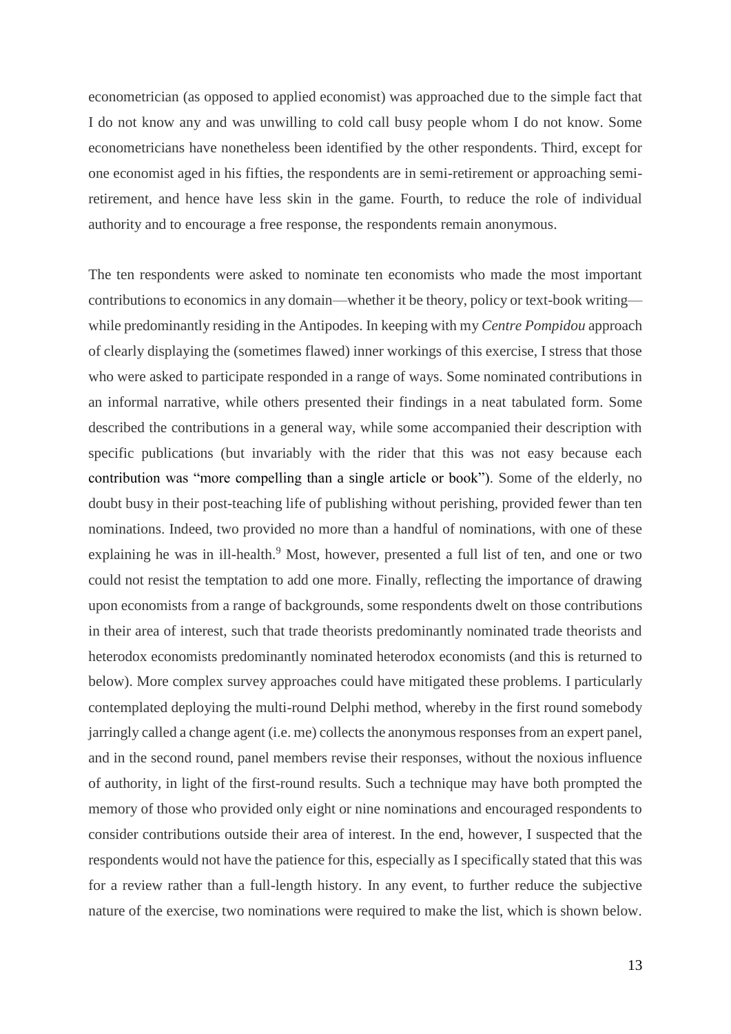econometrician (as opposed to applied economist) was approached due to the simple fact that I do not know any and was unwilling to cold call busy people whom I do not know. Some econometricians have nonetheless been identified by the other respondents. Third, except for one economist aged in his fifties, the respondents are in semi-retirement or approaching semi-retirement, and hence have less skin in the game. Fourth, to reduce the role of individual authority and to encourage a free response, the respondents remain anonymous.

The ten respondents were asked to nominate ten economists who made the most important contributions to economics in any domain—whether it be theory, policy or text-book writing—while predominantly residing in the Antipodes. In keeping with my *Centre Pompidou* approach of clearly displaying the (sometimes flawed) inner workings of this exercise, I stress that those who were asked to participate responded in a range of ways. Some nominated contributions in an informal narrative, while others presented their findings in a neat tabulated form. Some described the contributions in a general way, while some accompanied their description with specific publications (but invariably with the rider that this was not easy because each contribution was "more compelling than a single article or book"). Some of the elderly, no doubt busy in their post-teaching life of publishing without perishing, provided fewer than ten nominations. Indeed, two provided no more than a handful of nominations, with one of these explaining he was in ill-health.[9] Most, however, presented a full list of ten, and one or two could not resist the temptation to add one more. Finally, reflecting the importance of drawing upon economists from a range of backgrounds, some respondents dwelt on those contributions in their area of interest, such that trade theorists predominantly nominated trade theorists and heterodox economists predominantly nominated heterodox economists (and this is returned to below). More complex survey approaches could have mitigated these problems. I particularly contemplated deploying the multi-round Delphi method, whereby in the first round somebody jarringly called a change agent (i.e. me) collects the anonymous responses from an expert panel, and in the second round, panel members revise their responses, without the noxious influence of authority, in light of the first-round results. Such a technique may have both prompted the memory of those who provided only eight or nine nominations and encouraged respondents to consider contributions outside their area of interest. In the end, however, I suspected that the respondents would not have the patience for this, especially as I specifically stated that this was for a review rather than a full-length history. In any event, to further reduce the subjective nature of the exercise, two nominations were required to make the list, which is shown below.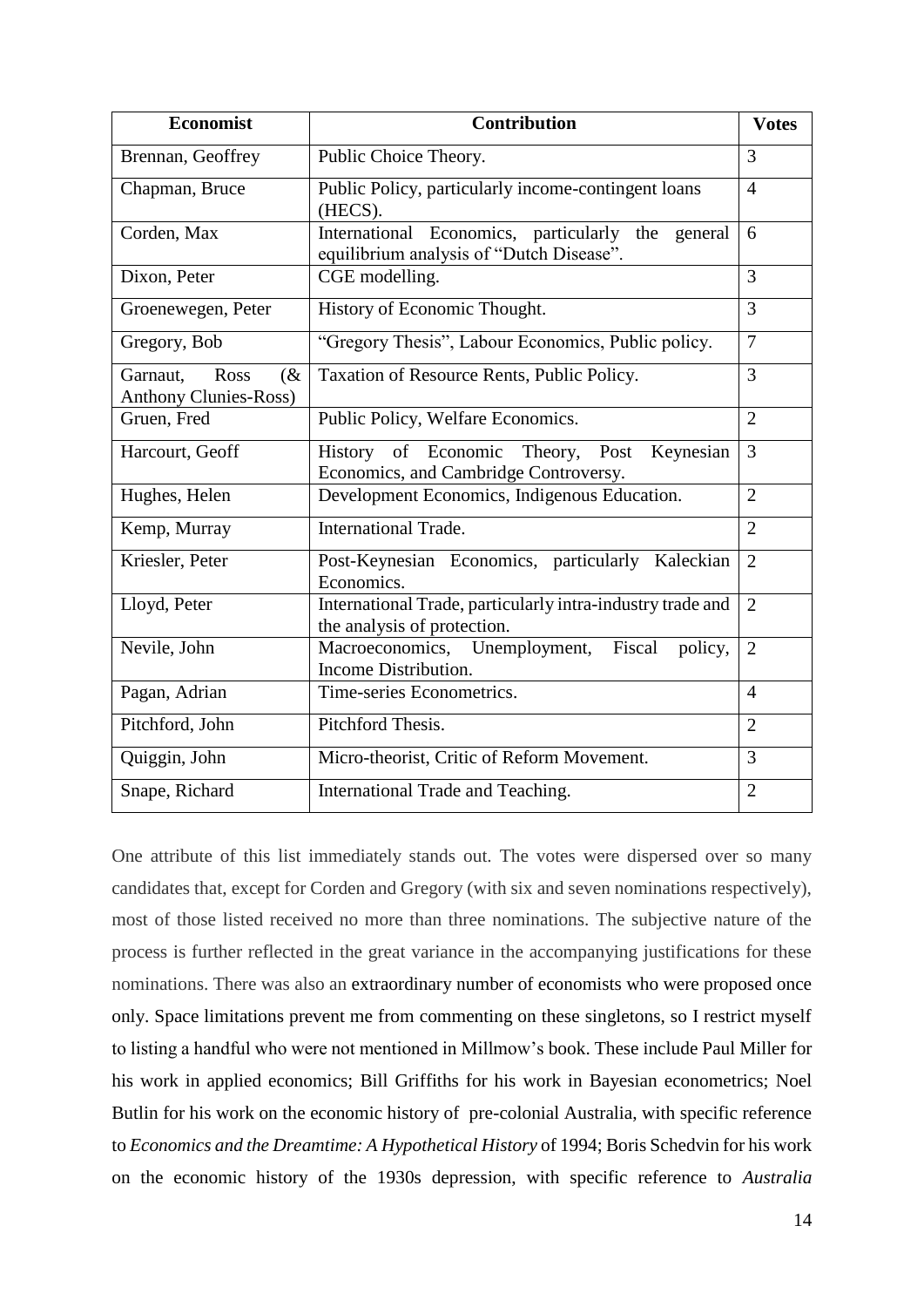| Economist | Contribution | Votes |
|---|---|---|
| Brennan, Geoffrey | Public Choice Theory. | 3 |
| Chapman, Bruce | Public Policy, particularly income-contingent loans (HECS). | 4 |
| Corden, Max | International Economics, particularly the general equilibrium analysis of "Dutch Disease". | 6 |
| Dixon, Peter | CGE modelling. | 3 |
| Groenewegen, Peter | History of Economic Thought. | 3 |
| Gregory, Bob | "Gregory Thesis", Labour Economics, Public policy. | 7 |
| Garnaut, Ross (& Anthony Clunies-Ross) | Taxation of Resource Rents, Public Policy. | 3 |
| Gruen, Fred | Public Policy, Welfare Economics. | 2 |
| Harcourt, Geoff | History of Economic Theory, Post Keynesian Economics, and Cambridge Controversy. | 3 |
| Hughes, Helen | Development Economics, Indigenous Education. | 2 |
| Kemp, Murray | International Trade. | 2 |
| Kriesler, Peter | Post-Keynesian Economics, particularly Kaleckian Economics. | 2 |
| Lloyd, Peter | International Trade, particularly intra-industry trade and the analysis of protection. | 2 |
| Nevile, John | Macroeconomics, Unemployment, Fiscal policy, Income Distribution. | 2 |
| Pagan, Adrian | Time-series Econometrics. | 4 |
| Pitchford, John | Pitchford Thesis. | 2 |
| Quiggin, John | Micro-theorist, Critic of Reform Movement. | 3 |
| Snape, Richard | International Trade and Teaching. | 2 |

One attribute of this list immediately stands out. The votes were dispersed over so many candidates that, except for Corden and Gregory (with six and seven nominations respectively), most of those listed received no more than three nominations. The subjective nature of the process is further reflected in the great variance in the accompanying justifications for these nominations. There was also an extraordinary number of economists who were proposed once only. Space limitations prevent me from commenting on these singletons, so I restrict myself to listing a handful who were not mentioned in Millmow's book. These include Paul Miller for his work in applied economics; Bill Griffiths for his work in Bayesian econometrics; Noel Butlin for his work on the economic history of pre-colonial Australia, with specific reference to *Economics and the Dreamtime: A Hypothetical History* of 1994; Boris Schedvin for his work on the economic history of the 1930s depression, with specific reference to *Australia*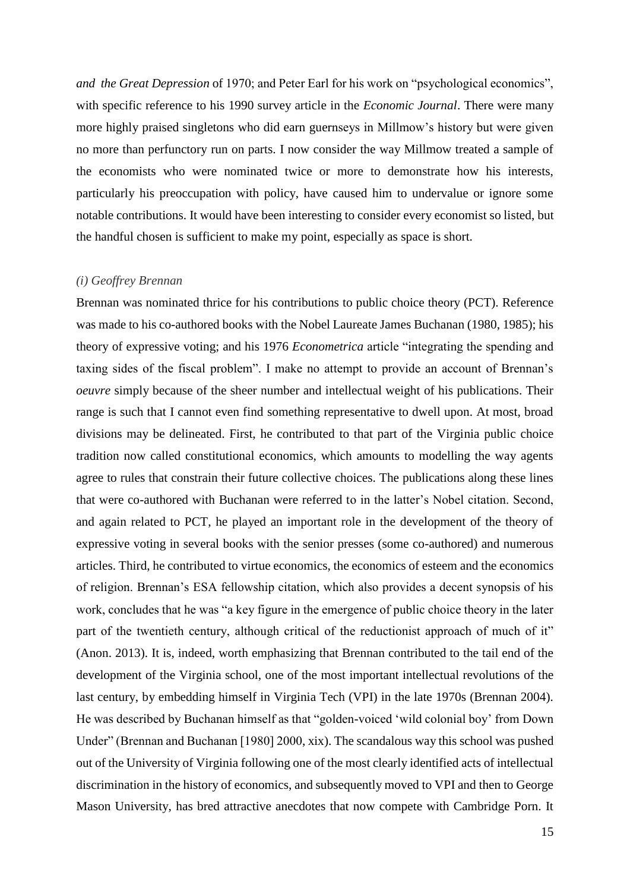*and the Great Depression* of 1970; and Peter Earl for his work on "psychological economics", with specific reference to his 1990 survey article in the *Economic Journal*. There were many more highly praised singletons who did earn guernseys in Millmow's history but were given no more than perfunctory run on parts. I now consider the way Millmow treated a sample of the economists who were nominated twice or more to demonstrate how his interests, particularly his preoccupation with policy, have caused him to undervalue or ignore some notable contributions. It would have been interesting to consider every economist so listed, but the handful chosen is sufficient to make my point, especially as space is short.

*(i) Geoffrey Brennan*

Brennan was nominated thrice for his contributions to public choice theory (PCT). Reference was made to his co-authored books with the Nobel Laureate James Buchanan (1980, 1985); his theory of expressive voting; and his 1976 *Econometrica* article "integrating the spending and taxing sides of the fiscal problem". I make no attempt to provide an account of Brennan's *oeuvre* simply because of the sheer number and intellectual weight of his publications. Their range is such that I cannot even find something representative to dwell upon. At most, broad divisions may be delineated. First, he contributed to that part of the Virginia public choice tradition now called constitutional economics, which amounts to modelling the way agents agree to rules that constrain their future collective choices. The publications along these lines that were co-authored with Buchanan were referred to in the latter's Nobel citation. Second, and again related to PCT, he played an important role in the development of the theory of expressive voting in several books with the senior presses (some co-authored) and numerous articles. Third, he contributed to virtue economics, the economics of esteem and the economics of religion. Brennan's ESA fellowship citation, which also provides a decent synopsis of his work, concludes that he was "a key figure in the emergence of public choice theory in the later part of the twentieth century, although critical of the reductionist approach of much of it" (Anon. 2013). It is, indeed, worth emphasizing that Brennan contributed to the tail end of the development of the Virginia school, one of the most important intellectual revolutions of the last century, by embedding himself in Virginia Tech (VPI) in the late 1970s (Brennan 2004). He was described by Buchanan himself as that "golden-voiced 'wild colonial boy' from Down Under" (Brennan and Buchanan [1980] 2000, xix). The scandalous way this school was pushed out of the University of Virginia following one of the most clearly identified acts of intellectual discrimination in the history of economics, and subsequently moved to VPI and then to George Mason University, has bred attractive anecdotes that now compete with Cambridge Porn. It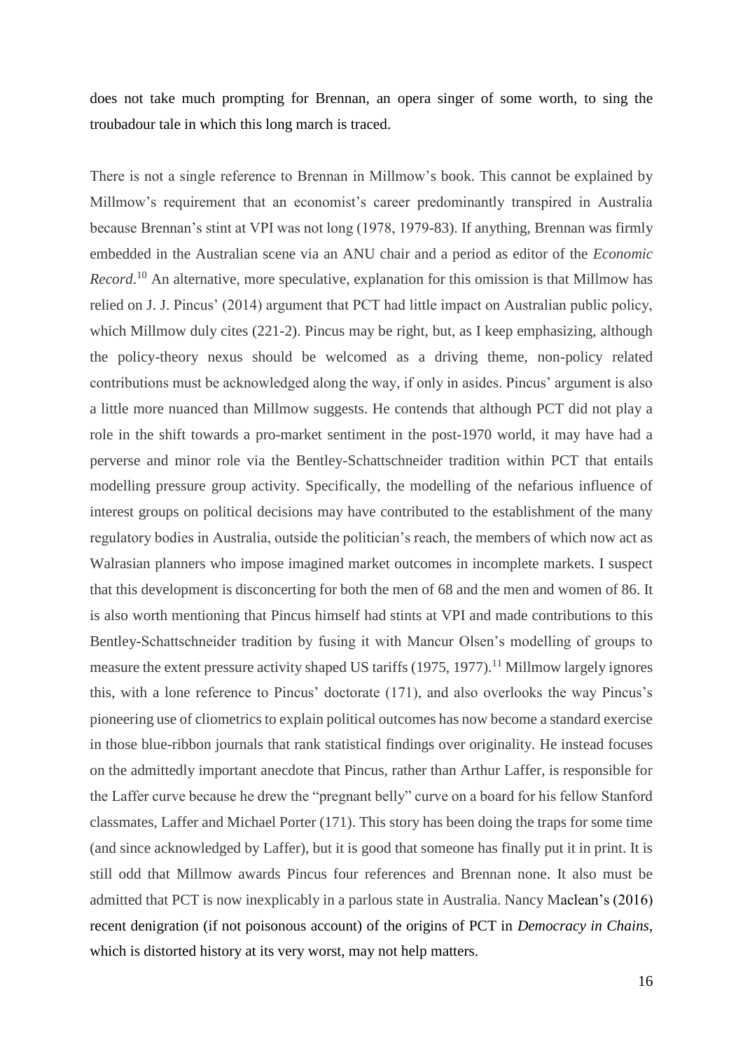does not take much prompting for Brennan, an opera singer of some worth, to sing the troubadour tale in which this long march is traced.

There is not a single reference to Brennan in Millmow's book. This cannot be explained by Millmow's requirement that an economist's career predominantly transpired in Australia because Brennan's stint at VPI was not long (1978, 1979-83). If anything, Brennan was firmly embedded in the Australian scene via an ANU chair and a period as editor of the *Economic Record*.[10] An alternative, more speculative, explanation for this omission is that Millmow has relied on J. J. Pincus' (2014) argument that PCT had little impact on Australian public policy, which Millmow duly cites (221-2). Pincus may be right, but, as I keep emphasizing, although the policy-theory nexus should be welcomed as a driving theme, non-policy related contributions must be acknowledged along the way, if only in asides. Pincus' argument is also a little more nuanced than Millmow suggests. He contends that although PCT did not play a role in the shift towards a pro-market sentiment in the post-1970 world, it may have had a perverse and minor role via the Bentley-Schattschneider tradition within PCT that entails modelling pressure group activity. Specifically, the modelling of the nefarious influence of interest groups on political decisions may have contributed to the establishment of the many regulatory bodies in Australia, outside the politician's reach, the members of which now act as Walrasian planners who impose imagined market outcomes in incomplete markets. I suspect that this development is disconcerting for both the men of 68 and the men and women of 86. It is also worth mentioning that Pincus himself had stints at VPI and made contributions to this Bentley-Schattschneider tradition by fusing it with Mancur Olsen's modelling of groups to measure the extent pressure activity shaped US tariffs (1975, 1977).[11] Millmow largely ignores this, with a lone reference to Pincus' doctorate (171), and also overlooks the way Pincus's pioneering use of cliometrics to explain political outcomes has now become a standard exercise in those blue-ribbon journals that rank statistical findings over originality. He instead focuses on the admittedly important anecdote that Pincus, rather than Arthur Laffer, is responsible for the Laffer curve because he drew the "pregnant belly" curve on a board for his fellow Stanford classmates, Laffer and Michael Porter (171). This story has been doing the traps for some time (and since acknowledged by Laffer), but it is good that someone has finally put it in print. It is still odd that Millmow awards Pincus four references and Brennan none. It also must be admitted that PCT is now inexplicably in a parlous state in Australia. Nancy Maclean's (2016) recent denigration (if not poisonous account) of the origins of PCT in *Democracy in Chains*, which is distorted history at its very worst, may not help matters.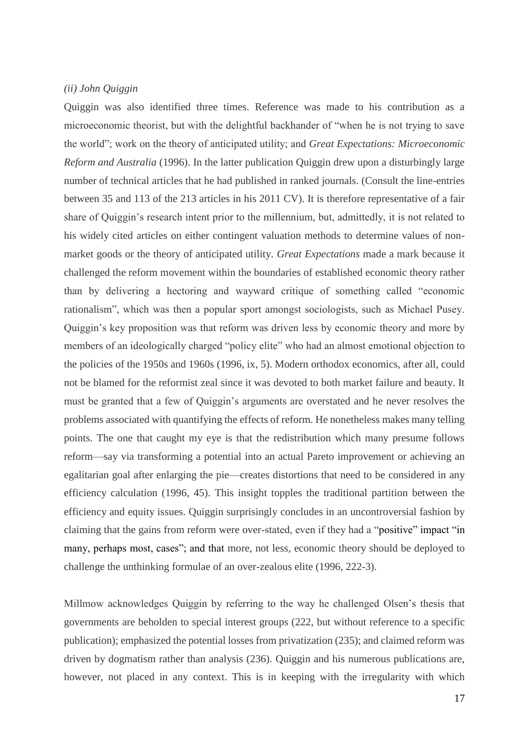*(ii) John Quiggin*

Quiggin was also identified three times. Reference was made to his contribution as a microeconomic theorist, but with the delightful backhander of "when he is not trying to save the world"; work on the theory of anticipated utility; and *Great Expectations: Microeconomic Reform and Australia* (1996). In the latter publication Quiggin drew upon a disturbingly large number of technical articles that he had published in ranked journals. (Consult the line-entries between 35 and 113 of the 213 articles in his 2011 CV). It is therefore representative of a fair share of Quiggin's research intent prior to the millennium, but, admittedly, it is not related to his widely cited articles on either contingent valuation methods to determine values of non-market goods or the theory of anticipated utility. *Great Expectations* made a mark because it challenged the reform movement within the boundaries of established economic theory rather than by delivering a hectoring and wayward critique of something called "economic rationalism", which was then a popular sport amongst sociologists, such as Michael Pusey. Quiggin's key proposition was that reform was driven less by economic theory and more by members of an ideologically charged "policy elite" who had an almost emotional objection to the policies of the 1950s and 1960s (1996, ix, 5). Modern orthodox economics, after all, could not be blamed for the reformist zeal since it was devoted to both market failure and beauty. It must be granted that a few of Quiggin's arguments are overstated and he never resolves the problems associated with quantifying the effects of reform. He nonetheless makes many telling points. The one that caught my eye is that the redistribution which many presume follows reform—say via transforming a potential into an actual Pareto improvement or achieving an egalitarian goal after enlarging the pie—creates distortions that need to be considered in any efficiency calculation (1996, 45). This insight topples the traditional partition between the efficiency and equity issues. Quiggin surprisingly concludes in an uncontroversial fashion by claiming that the gains from reform were over-stated, even if they had a "positive" impact "in many, perhaps most, cases"; and that more, not less, economic theory should be deployed to challenge the unthinking formulae of an over-zealous elite (1996, 222-3).

Millmow acknowledges Quiggin by referring to the way he challenged Olsen's thesis that governments are beholden to special interest groups (222, but without reference to a specific publication); emphasized the potential losses from privatization (235); and claimed reform was driven by dogmatism rather than analysis (236). Quiggin and his numerous publications are, however, not placed in any context. This is in keeping with the irregularity with which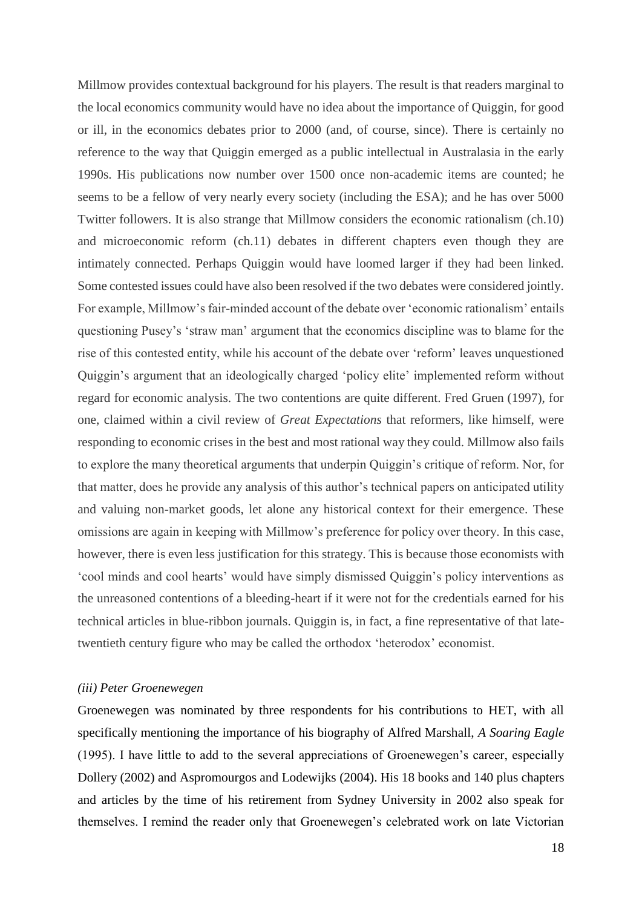Millmow provides contextual background for his players. The result is that readers marginal to the local economics community would have no idea about the importance of Quiggin, for good or ill, in the economics debates prior to 2000 (and, of course, since). There is certainly no reference to the way that Quiggin emerged as a public intellectual in Australasia in the early 1990s. His publications now number over 1500 once non-academic items are counted; he seems to be a fellow of very nearly every society (including the ESA); and he has over 5000 Twitter followers. It is also strange that Millmow considers the economic rationalism (ch.10) and microeconomic reform (ch.11) debates in different chapters even though they are intimately connected. Perhaps Quiggin would have loomed larger if they had been linked. Some contested issues could have also been resolved if the two debates were considered jointly. For example, Millmow's fair-minded account of the debate over 'economic rationalism' entails questioning Pusey's 'straw man' argument that the economics discipline was to blame for the rise of this contested entity, while his account of the debate over 'reform' leaves unquestioned Quiggin's argument that an ideologically charged 'policy elite' implemented reform without regard for economic analysis. The two contentions are quite different. Fred Gruen (1997), for one, claimed within a civil review of *Great Expectations* that reformers, like himself, were responding to economic crises in the best and most rational way they could. Millmow also fails to explore the many theoretical arguments that underpin Quiggin's critique of reform. Nor, for that matter, does he provide any analysis of this author's technical papers on anticipated utility and valuing non-market goods, let alone any historical context for their emergence. These omissions are again in keeping with Millmow's preference for policy over theory. In this case, however, there is even less justification for this strategy. This is because those economists with 'cool minds and cool hearts' would have simply dismissed Quiggin's policy interventions as the unreasoned contentions of a bleeding-heart if it were not for the credentials earned for his technical articles in blue-ribbon journals. Quiggin is, in fact, a fine representative of that late-twentieth century figure who may be called the orthodox 'heterodox' economist.

### *(iii) Peter Groenewegen*

Groenewegen was nominated by three respondents for his contributions to HET, with all specifically mentioning the importance of his biography of Alfred Marshall, *A Soaring Eagle* (1995). I have little to add to the several appreciations of Groenewegen's career, especially Dollery (2002) and Aspromourgos and Lodewijks (2004). His 18 books and 140 plus chapters and articles by the time of his retirement from Sydney University in 2002 also speak for themselves. I remind the reader only that Groenewegen's celebrated work on late Victorian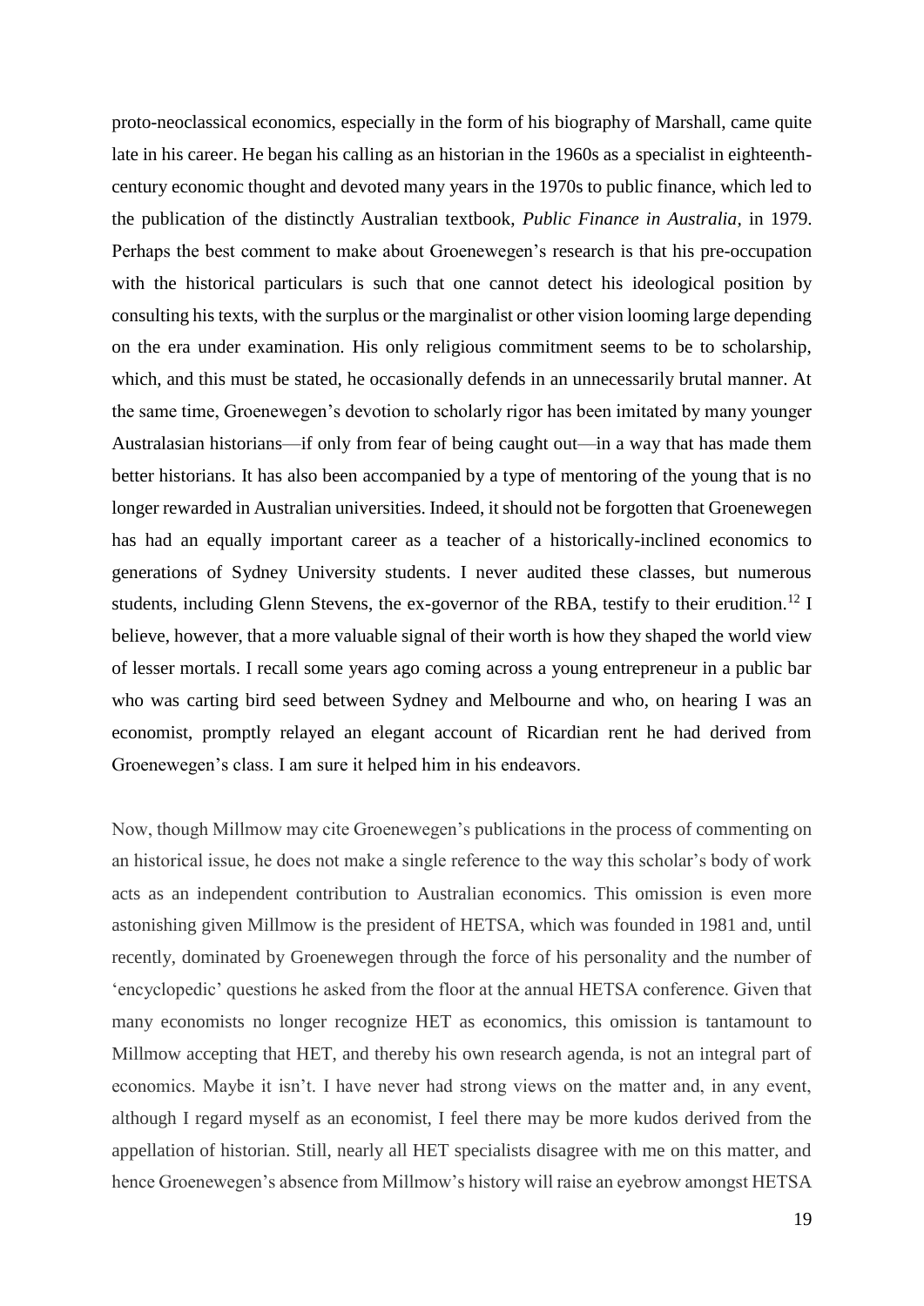proto-neoclassical economics, especially in the form of his biography of Marshall, came quite late in his career. He began his calling as an historian in the 1960s as a specialist in eighteenth-century economic thought and devoted many years in the 1970s to public finance, which led to the publication of the distinctly Australian textbook, *Public Finance in Australia,* in 1979. Perhaps the best comment to make about Groenewegen's research is that his pre-occupation with the historical particulars is such that one cannot detect his ideological position by consulting his texts, with the surplus or the marginalist or other vision looming large depending on the era under examination. His only religious commitment seems to be to scholarship, which, and this must be stated, he occasionally defends in an unnecessarily brutal manner. At the same time, Groenewegen's devotion to scholarly rigor has been imitated by many younger Australasian historians—if only from fear of being caught out—in a way that has made them better historians. It has also been accompanied by a type of mentoring of the young that is no longer rewarded in Australian universities. Indeed, it should not be forgotten that Groenewegen has had an equally important career as a teacher of a historically-inclined economics to generations of Sydney University students. I never audited these classes, but numerous students, including Glenn Stevens, the ex-governor of the RBA, testify to their erudition.[12] I believe, however, that a more valuable signal of their worth is how they shaped the world view of lesser mortals. I recall some years ago coming across a young entrepreneur in a public bar who was carting bird seed between Sydney and Melbourne and who, on hearing I was an economist, promptly relayed an elegant account of Ricardian rent he had derived from Groenewegen's class. I am sure it helped him in his endeavors.

Now, though Millmow may cite Groenewegen's publications in the process of commenting on an historical issue, he does not make a single reference to the way this scholar's body of work acts as an independent contribution to Australian economics. This omission is even more astonishing given Millmow is the president of HETSA, which was founded in 1981 and, until recently, dominated by Groenewegen through the force of his personality and the number of 'encyclopedic' questions he asked from the floor at the annual HETSA conference. Given that many economists no longer recognize HET as economics, this omission is tantamount to Millmow accepting that HET, and thereby his own research agenda, is not an integral part of economics. Maybe it isn't. I have never had strong views on the matter and, in any event, although I regard myself as an economist, I feel there may be more kudos derived from the appellation of historian. Still, nearly all HET specialists disagree with me on this matter, and hence Groenewegen's absence from Millmow's history will raise an eyebrow amongst HETSA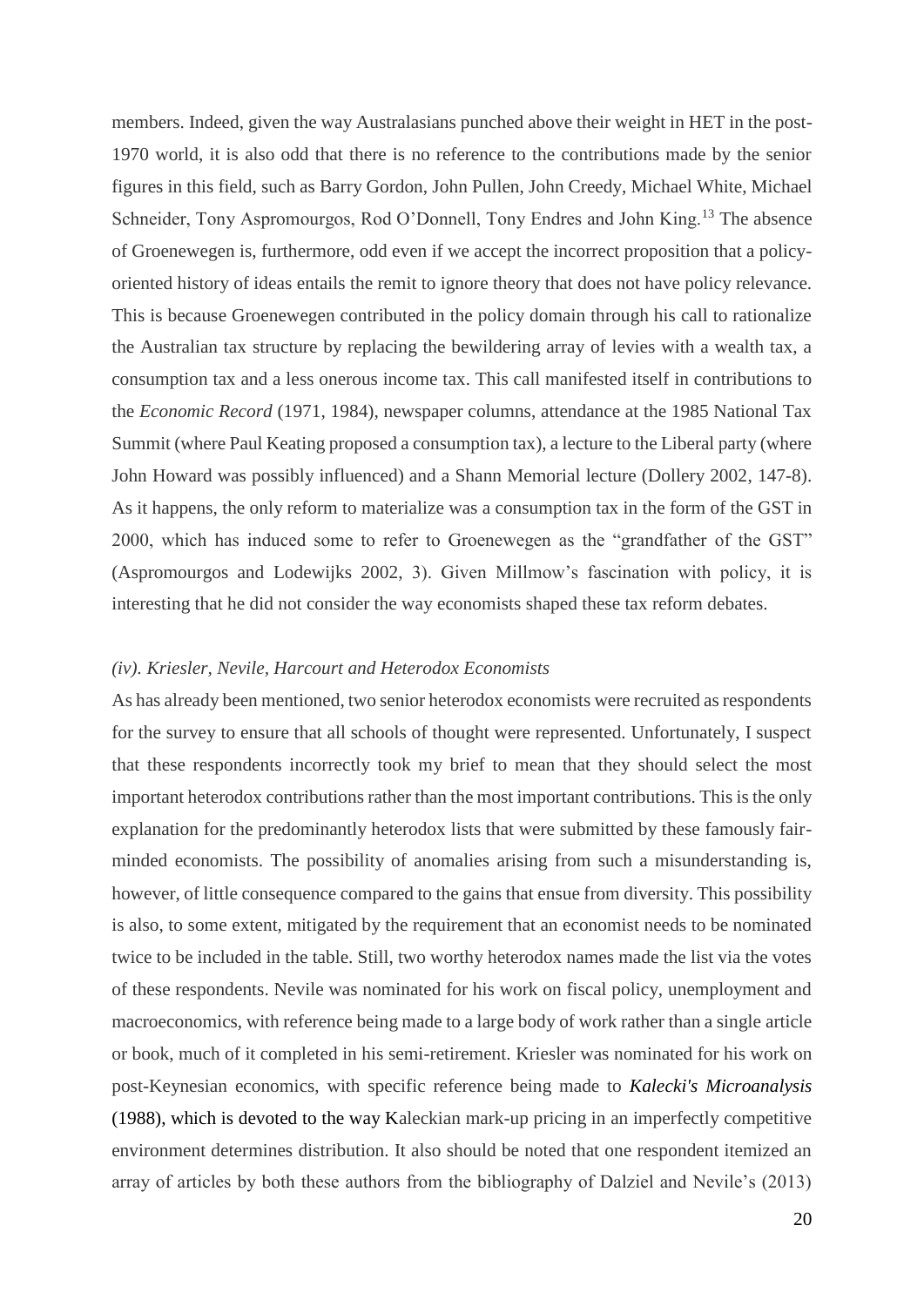members. Indeed, given the way Australasians punched above their weight in HET in the post-1970 world, it is also odd that there is no reference to the contributions made by the senior figures in this field, such as Barry Gordon, John Pullen, John Creedy, Michael White, Michael Schneider, Tony Aspromourgos, Rod O'Donnell, Tony Endres and John King.[13] The absence of Groenewegen is, furthermore, odd even if we accept the incorrect proposition that a policy-oriented history of ideas entails the remit to ignore theory that does not have policy relevance. This is because Groenewegen contributed in the policy domain through his call to rationalize the Australian tax structure by replacing the bewildering array of levies with a wealth tax, a consumption tax and a less onerous income tax. This call manifested itself in contributions to the *Economic Record* (1971, 1984), newspaper columns, attendance at the 1985 National Tax Summit (where Paul Keating proposed a consumption tax), a lecture to the Liberal party (where John Howard was possibly influenced) and a Shann Memorial lecture (Dollery 2002, 147-8). As it happens, the only reform to materialize was a consumption tax in the form of the GST in 2000, which has induced some to refer to Groenewegen as the "grandfather of the GST" (Aspromourgos and Lodewijks 2002, 3). Given Millmow's fascination with policy, it is interesting that he did not consider the way economists shaped these tax reform debates.

### *(iv). Kriesler, Nevile, Harcourt and Heterodox Economists*

As has already been mentioned, two senior heterodox economists were recruited as respondents for the survey to ensure that all schools of thought were represented. Unfortunately, I suspect that these respondents incorrectly took my brief to mean that they should select the most important heterodox contributions rather than the most important contributions. This is the only explanation for the predominantly heterodox lists that were submitted by these famously fair-minded economists. The possibility of anomalies arising from such a misunderstanding is, however, of little consequence compared to the gains that ensue from diversity. This possibility is also, to some extent, mitigated by the requirement that an economist needs to be nominated twice to be included in the table. Still, two worthy heterodox names made the list via the votes of these respondents. Nevile was nominated for his work on fiscal policy, unemployment and macroeconomics, with reference being made to a large body of work rather than a single article or book, much of it completed in his semi-retirement. Kriesler was nominated for his work on post-Keynesian economics, with specific reference being made to ***Kalecki's Microanalysis*** (1988), which is devoted to the way Kaleckian mark-up pricing in an imperfectly competitive environment determines distribution. It also should be noted that one respondent itemized an array of articles by both these authors from the bibliography of Dalziel and Nevile's (2013)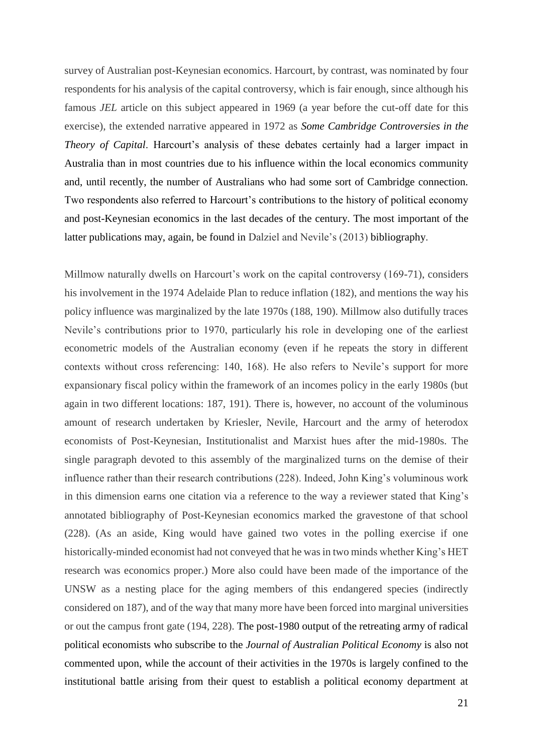survey of Australian post-Keynesian economics. Harcourt, by contrast, was nominated by four respondents for his analysis of the capital controversy, which is fair enough, since although his famous *JEL* article on this subject appeared in 1969 (a year before the cut-off date for this exercise), the extended narrative appeared in 1972 as ***Some Cambridge Controversies in the Theory of Capital***. Harcourt's analysis of these debates certainly had a larger impact in Australia than in most countries due to his influence within the local economics community and, until recently, the number of Australians who had some sort of Cambridge connection. Two respondents also referred to Harcourt's contributions to the history of political economy and post-Keynesian economics in the last decades of the century. The most important of the latter publications may, again, be found in Dalziel and Nevile's (2013) bibliography.

Millmow naturally dwells on Harcourt's work on the capital controversy (169-71), considers his involvement in the 1974 Adelaide Plan to reduce inflation (182), and mentions the way his policy influence was marginalized by the late 1970s (188, 190). Millmow also dutifully traces Nevile's contributions prior to 1970, particularly his role in developing one of the earliest econometric models of the Australian economy (even if he repeats the story in different contexts without cross referencing: 140, 168). He also refers to Nevile's support for more expansionary fiscal policy within the framework of an incomes policy in the early 1980s (but again in two different locations: 187, 191). There is, however, no account of the voluminous amount of research undertaken by Kriesler, Nevile, Harcourt and the army of heterodox economists of Post-Keynesian, Institutionalist and Marxist hues after the mid-1980s. The single paragraph devoted to this assembly of the marginalized turns on the demise of their influence rather than their research contributions (228). Indeed, John King's voluminous work in this dimension earns one citation via a reference to the way a reviewer stated that King's annotated bibliography of Post-Keynesian economics marked the gravestone of that school (228). (As an aside, King would have gained two votes in the polling exercise if one historically-minded economist had not conveyed that he was in two minds whether King's HET research was economics proper.) More also could have been made of the importance of the UNSW as a nesting place for the aging members of this endangered species (indirectly considered on 187), and of the way that many more have been forced into marginal universities or out the campus front gate (194, 228). The post-1980 output of the retreating army of radical political economists who subscribe to the *Journal of Australian Political Economy* is also not commented upon, while the account of their activities in the 1970s is largely confined to the institutional battle arising from their quest to establish a political economy department at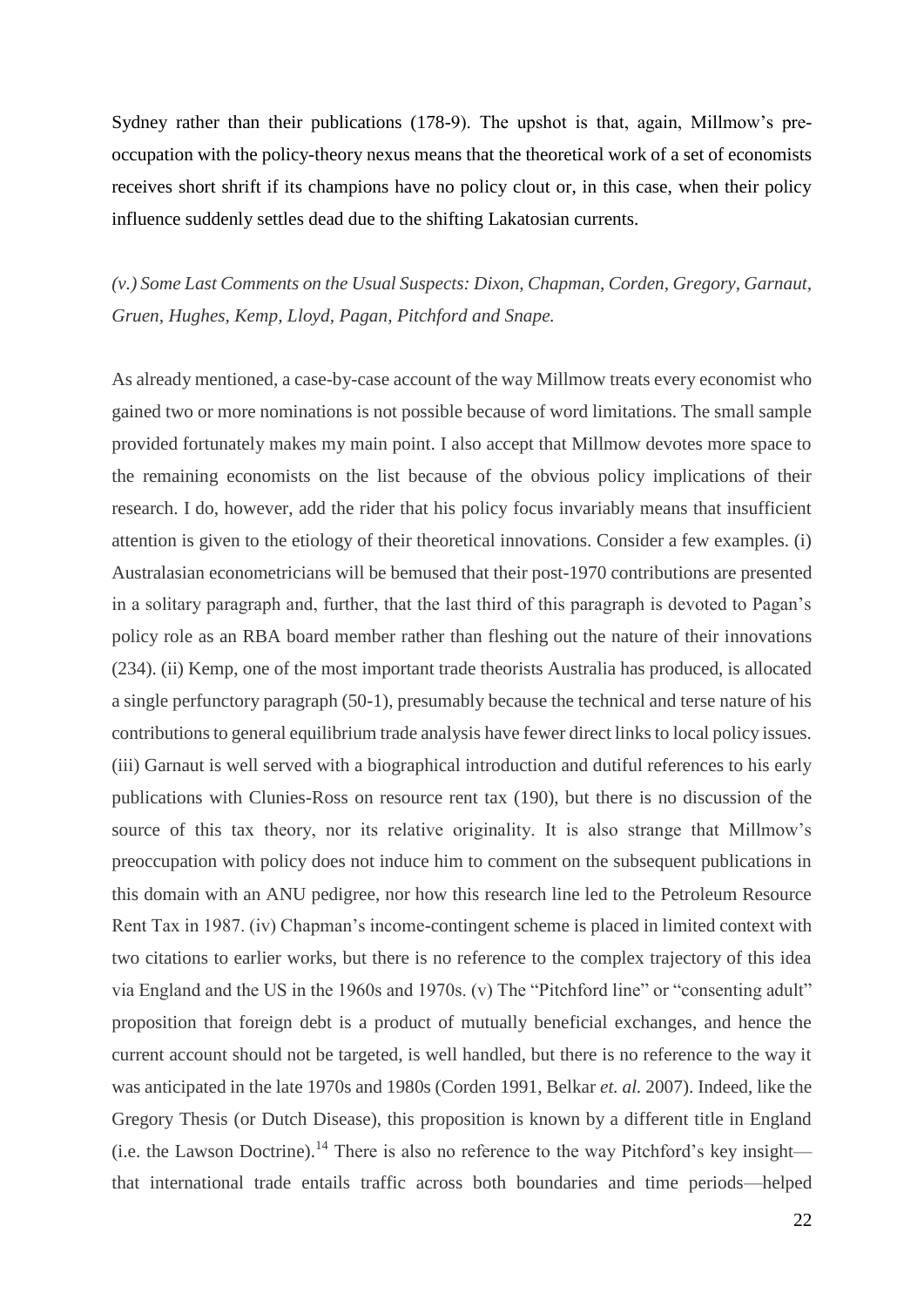Sydney rather than their publications (178-9). The upshot is that, again, Millmow's pre-occupation with the policy-theory nexus means that the theoretical work of a set of economists receives short shrift if its champions have no policy clout or, in this case, when their policy influence suddenly settles dead due to the shifting Lakatosian currents.

*(v.) Some Last Comments on the Usual Suspects: Dixon, Chapman, Corden, Gregory, Garnaut, Gruen, Hughes, Kemp, Lloyd, Pagan, Pitchford and Snape.*

As already mentioned, a case-by-case account of the way Millmow treats every economist who gained two or more nominations is not possible because of word limitations. The small sample provided fortunately makes my main point. I also accept that Millmow devotes more space to the remaining economists on the list because of the obvious policy implications of their research. I do, however, add the rider that his policy focus invariably means that insufficient attention is given to the etiology of their theoretical innovations. Consider a few examples. (i) Australasian econometricians will be bemused that their post-1970 contributions are presented in a solitary paragraph and, further, that the last third of this paragraph is devoted to Pagan's policy role as an RBA board member rather than fleshing out the nature of their innovations (234). (ii) Kemp, one of the most important trade theorists Australia has produced, is allocated a single perfunctory paragraph (50-1), presumably because the technical and terse nature of his contributions to general equilibrium trade analysis have fewer direct links to local policy issues. (iii) Garnaut is well served with a biographical introduction and dutiful references to his early publications with Clunies-Ross on resource rent tax (190), but there is no discussion of the source of this tax theory, nor its relative originality. It is also strange that Millmow's preoccupation with policy does not induce him to comment on the subsequent publications in this domain with an ANU pedigree, nor how this research line led to the Petroleum Resource Rent Tax in 1987. (iv) Chapman's income-contingent scheme is placed in limited context with two citations to earlier works, but there is no reference to the complex trajectory of this idea via England and the US in the 1960s and 1970s. (v) The "Pitchford line" or "consenting adult" proposition that foreign debt is a product of mutually beneficial exchanges, and hence the current account should not be targeted, is well handled, but there is no reference to the way it was anticipated in the late 1970s and 1980s (Corden 1991, Belkar *et. al.* 2007). Indeed, like the Gregory Thesis (or Dutch Disease), this proposition is known by a different title in England (i.e. the Lawson Doctrine).[14] There is also no reference to the way Pitchford's key insight—that international trade entails traffic across both boundaries and time periods—helped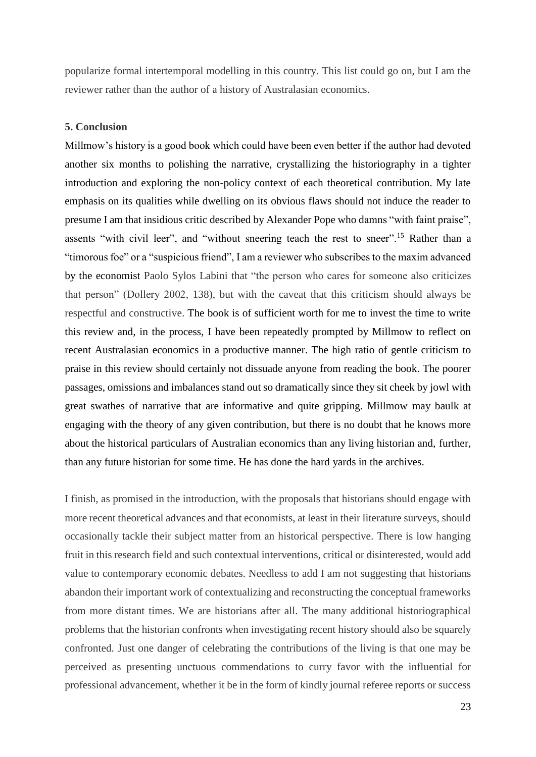popularize formal intertemporal modelling in this country. This list could go on, but I am the reviewer rather than the author of a history of Australasian economics.

### 5. Conclusion

Millmow's history is a good book which could have been even better if the author had devoted another six months to polishing the narrative, crystallizing the historiography in a tighter introduction and exploring the non-policy context of each theoretical contribution. My late emphasis on its qualities while dwelling on its obvious flaws should not induce the reader to presume I am that insidious critic described by Alexander Pope who damns "with faint praise", assents "with civil leer", and "without sneering teach the rest to sneer".[15] Rather than a "timorous foe" or a "suspicious friend", I am a reviewer who subscribes to the maxim advanced by the economist Paolo Sylos Labini that "the person who cares for someone also criticizes that person" (Dollery 2002, 138), but with the caveat that this criticism should always be respectful and constructive. The book is of sufficient worth for me to invest the time to write this review and, in the process, I have been repeatedly prompted by Millmow to reflect on recent Australasian economics in a productive manner. The high ratio of gentle criticism to praise in this review should certainly not dissuade anyone from reading the book. The poorer passages, omissions and imbalances stand out so dramatically since they sit cheek by jowl with great swathes of narrative that are informative and quite gripping. Millmow may baulk at engaging with the theory of any given contribution, but there is no doubt that he knows more about the historical particulars of Australian economics than any living historian and, further, than any future historian for some time. He has done the hard yards in the archives.

I finish, as promised in the introduction, with the proposals that historians should engage with more recent theoretical advances and that economists, at least in their literature surveys, should occasionally tackle their subject matter from an historical perspective. There is low hanging fruit in this research field and such contextual interventions, critical or disinterested, would add value to contemporary economic debates. Needless to add I am not suggesting that historians abandon their important work of contextualizing and reconstructing the conceptual frameworks from more distant times. We are historians after all. The many additional historiographical problems that the historian confronts when investigating recent history should also be squarely confronted. Just one danger of celebrating the contributions of the living is that one may be perceived as presenting unctuous commendations to curry favor with the influential for professional advancement, whether it be in the form of kindly journal referee reports or success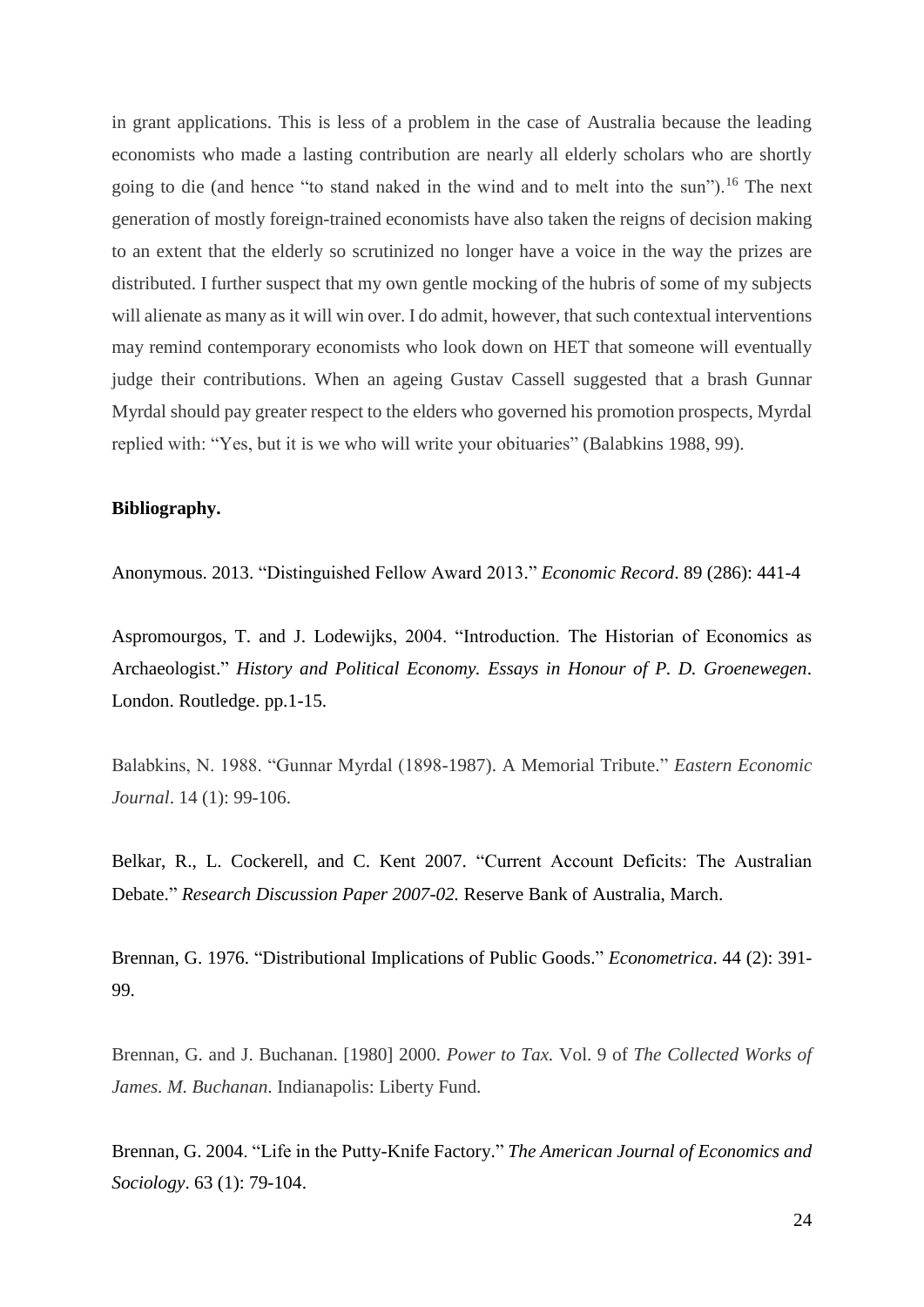in grant applications. This is less of a problem in the case of Australia because the leading economists who made a lasting contribution are nearly all elderly scholars who are shortly going to die (and hence "to stand naked in the wind and to melt into the sun").[16] The next generation of mostly foreign-trained economists have also taken the reigns of decision making to an extent that the elderly so scrutinized no longer have a voice in the way the prizes are distributed. I further suspect that my own gentle mocking of the hubris of some of my subjects will alienate as many as it will win over. I do admit, however, that such contextual interventions may remind contemporary economists who look down on HET that someone will eventually judge their contributions. When an ageing Gustav Cassell suggested that a brash Gunnar Myrdal should pay greater respect to the elders who governed his promotion prospects, Myrdal replied with: "Yes, but it is we who will write your obituaries" (Balabkins 1988, 99).

**Bibliography.**

Anonymous. 2013. "Distinguished Fellow Award 2013." *Economic Record*. 89 (286): 441-4

Aspromourgos, T. and J. Lodewijks, 2004. "Introduction. The Historian of Economics as Archaeologist." *History and Political Economy. Essays in Honour of P. D. Groenewegen*. London. Routledge. pp.1-15.

Balabkins, N. 1988. "Gunnar Myrdal (1898-1987). A Memorial Tribute." *Eastern Economic Journal*. 14 (1): 99-106.

Belkar, R., L. Cockerell, and C. Kent 2007. "Current Account Deficits: The Australian Debate." *Research Discussion Paper 2007-02.* Reserve Bank of Australia, March.

Brennan, G. 1976. "Distributional Implications of Public Goods." *Econometrica*. 44 (2): 391-99.

Brennan, G. and J. Buchanan. [1980] 2000. *Power to Tax.* Vol. 9 of *The Collected Works of James. M. Buchanan*. Indianapolis: Liberty Fund.

Brennan, G. 2004. "Life in the Putty-Knife Factory." *The American Journal of Economics and Sociology*. 63 (1): 79-104.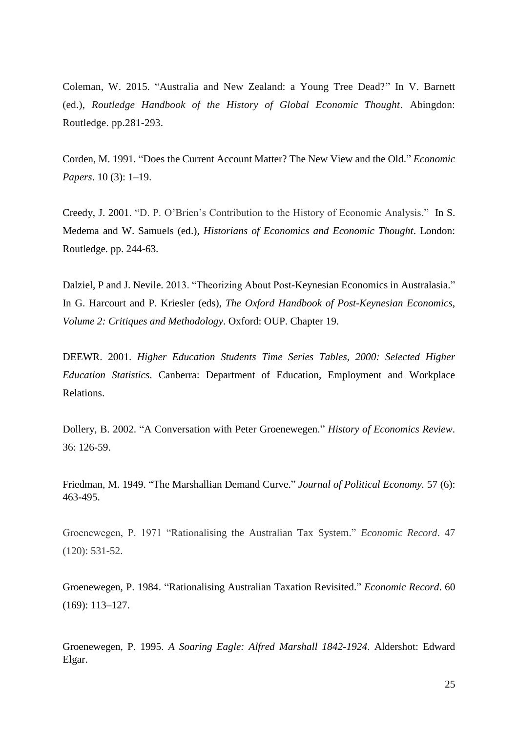Coleman, W. 2015. "Australia and New Zealand: a Young Tree Dead?" In V. Barnett (ed.), *Routledge Handbook of the History of Global Economic Thought*. Abingdon: Routledge. pp.281-293.

Corden, M. 1991. "Does the Current Account Matter? The New View and the Old." *Economic Papers*. 10 (3): 1–19.

Creedy, J. 2001. "D. P. O'Brien's Contribution to the History of Economic Analysis." In S. Medema and W. Samuels (ed.), *Historians of Economics and Economic Thought*. London: Routledge. pp. 244-63.

Dalziel, P and J. Nevile. 2013. "Theorizing About Post-Keynesian Economics in Australasia." In G. Harcourt and P. Kriesler (eds), *The Oxford Handbook of Post-Keynesian Economics, Volume 2: Critiques and Methodology*. Oxford: OUP. Chapter 19.

DEEWR. 2001. *Higher Education Students Time Series Tables, 2000: Selected Higher Education Statistics*. Canberra: Department of Education, Employment and Workplace Relations.

Dollery, B. 2002. "A Conversation with Peter Groenewegen." *History of Economics Review*. 36: 126-59.

Friedman, M. 1949. "The Marshallian Demand Curve." *Journal of Political Economy.* 57 (6): 463-495.

Groenewegen, P. 1971 "Rationalising the Australian Tax System." *Economic Record*. 47 (120): 531-52.

Groenewegen, P. 1984. "Rationalising Australian Taxation Revisited." *Economic Record*. 60 (169): 113–127.

Groenewegen, P. 1995. *A Soaring Eagle: Alfred Marshall 1842-1924*. Aldershot: Edward Elgar.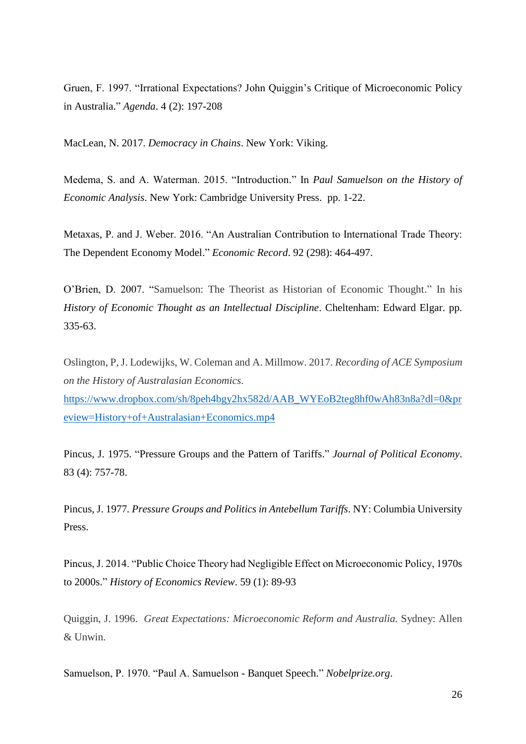Gruen, F. 1997. "Irrational Expectations? John Quiggin's Critique of Microeconomic Policy in Australia." *Agenda*. 4 (2): 197-208

MacLean, N. 2017. *Democracy in Chains*. New York: Viking.

Medema, S. and A. Waterman. 2015. "Introduction." In *Paul Samuelson on the History of Economic Analysis*. New York: Cambridge University Press. pp. 1-22.

Metaxas, P. and J. Weber. 2016. "An Australian Contribution to International Trade Theory: The Dependent Economy Model." *Economic Record*. 92 (298): 464-497.

O'Brien, D. 2007. "Samuelson: The Theorist as Historian of Economic Thought." In his *History of Economic Thought as an Intellectual Discipline*. Cheltenham: Edward Elgar. pp. 335-63.

Oslington, P, J. Lodewijks, W. Coleman and A. Millmow. 2017. *Recording of ACE Symposium on the History of Australasian Economics*. https://www.dropbox.com/sh/8peh4bgy2hx582d/AAB_WYEoB2teg8hf0wAh83n8a?dl=0&preview=History+of+Australasian+Economics.mp4

Pincus, J. 1975. "Pressure Groups and the Pattern of Tariffs." *Journal of Political Economy*. 83 (4): 757-78.

Pincus, J. 1977. *Pressure Groups and Politics in Antebellum Tariffs*. NY: Columbia University Press.

Pincus, J. 2014. "Public Choice Theory had Negligible Effect on Microeconomic Policy, 1970s to 2000s." *History of Economics Review*. 59 (1): 89-93

Quiggin, J. 1996. *Great Expectations: Microeconomic Reform and Australia.* Sydney: Allen & Unwin.

Samuelson, P. 1970. "Paul A. Samuelson - Banquet Speech." *Nobelprize.org*.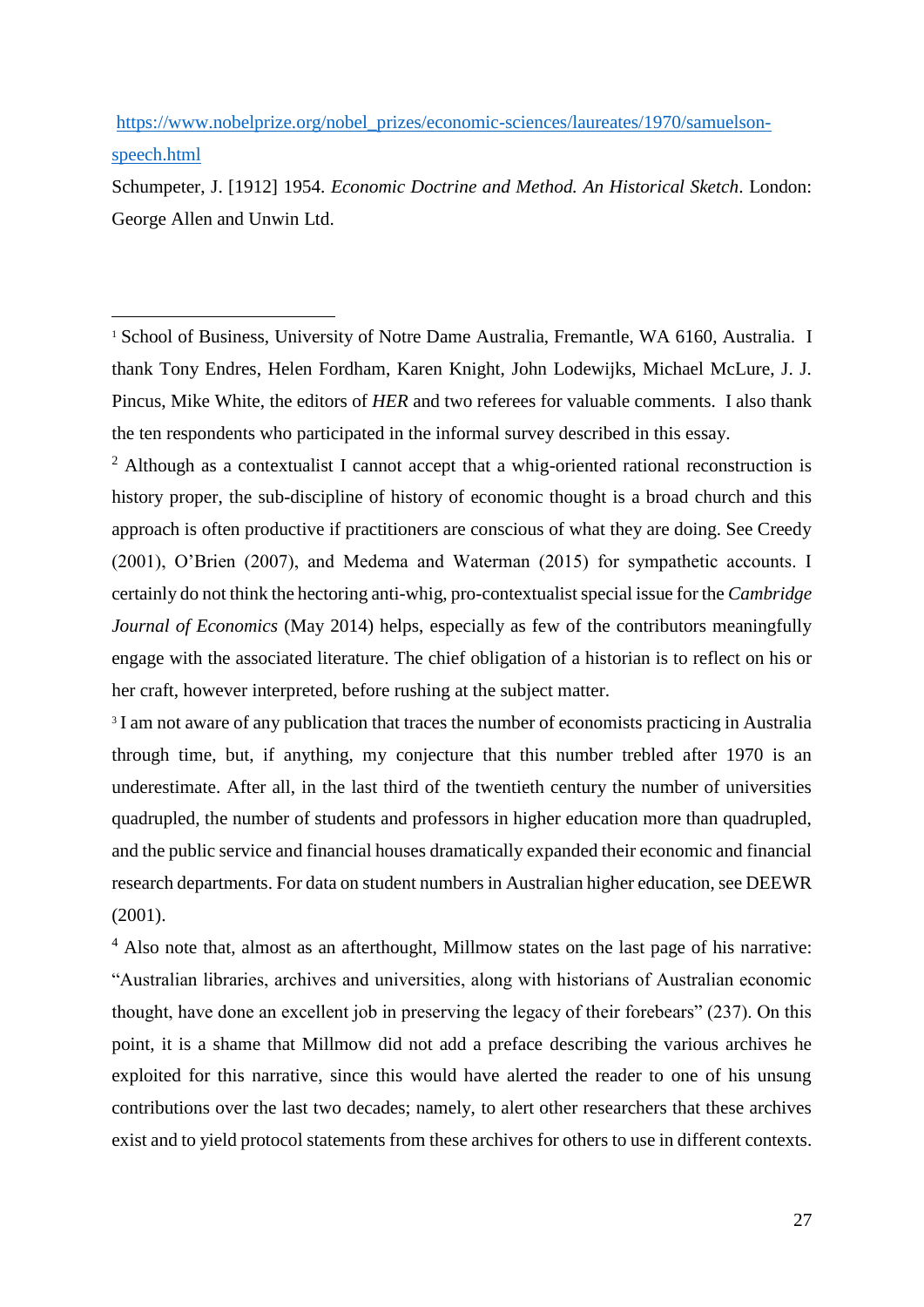https://www.nobelprize.org/nobel_prizes/economic-sciences/laureates/1970/samuelson-speech.html

Schumpeter, J. [1912] 1954. *Economic Doctrine and Method. An Historical Sketch*. London: George Allen and Unwin Ltd.

---

[1] School of Business, University of Notre Dame Australia, Fremantle, WA 6160, Australia. I thank Tony Endres, Helen Fordham, Karen Knight, John Lodewijks, Michael McLure, J. J. Pincus, Mike White, the editors of *HER* and two referees for valuable comments. I also thank the ten respondents who participated in the informal survey described in this essay.

[2] Although as a contextualist I cannot accept that a whig-oriented rational reconstruction is history proper, the sub-discipline of history of economic thought is a broad church and this approach is often productive if practitioners are conscious of what they are doing. See Creedy (2001), O'Brien (2007), and Medema and Waterman (2015) for sympathetic accounts. I certainly do not think the hectoring anti-whig, pro-contextualist special issue for the *Cambridge Journal of Economics* (May 2014) helps, especially as few of the contributors meaningfully engage with the associated literature. The chief obligation of a historian is to reflect on his or her craft, however interpreted, before rushing at the subject matter.

[3] I am not aware of any publication that traces the number of economists practicing in Australia through time, but, if anything, my conjecture that this number trebled after 1970 is an underestimate. After all, in the last third of the twentieth century the number of universities quadrupled, the number of students and professors in higher education more than quadrupled, and the public service and financial houses dramatically expanded their economic and financial research departments. For data on student numbers in Australian higher education, see DEEWR (2001).

[4] Also note that, almost as an afterthought, Millmow states on the last page of his narrative: "Australian libraries, archives and universities, along with historians of Australian economic thought, have done an excellent job in preserving the legacy of their forebears" (237). On this point, it is a shame that Millmow did not add a preface describing the various archives he exploited for this narrative, since this would have alerted the reader to one of his unsung contributions over the last two decades; namely, to alert other researchers that these archives exist and to yield protocol statements from these archives for others to use in different contexts.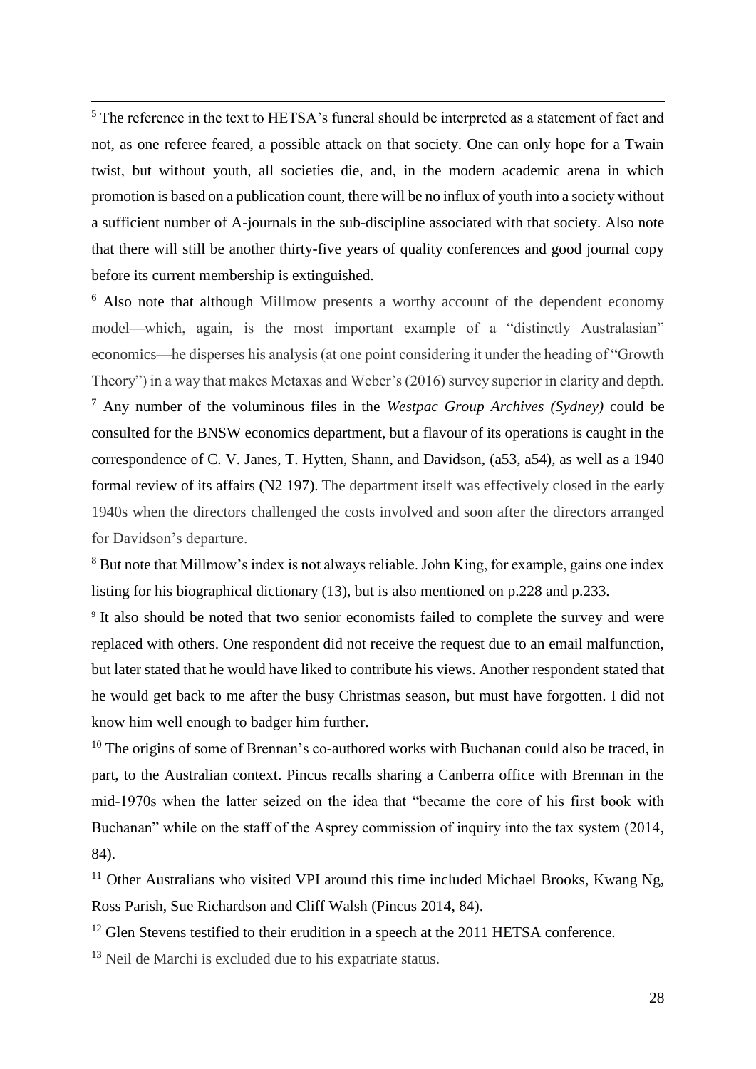[5] The reference in the text to HETSA's funeral should be interpreted as a statement of fact and not, as one referee feared, a possible attack on that society. One can only hope for a Twain twist, but without youth, all societies die, and, in the modern academic arena in which promotion is based on a publication count, there will be no influx of youth into a society without a sufficient number of A-journals in the sub-discipline associated with that society. Also note that there will still be another thirty-five years of quality conferences and good journal copy before its current membership is extinguished.

[6] Also note that although Millmow presents a worthy account of the dependent economy model—which, again, is the most important example of a "distinctly Australasian" economics—he disperses his analysis (at one point considering it under the heading of "Growth Theory") in a way that makes Metaxas and Weber's (2016) survey superior in clarity and depth.

[7] Any number of the voluminous files in the *Westpac Group Archives (Sydney)* could be consulted for the BNSW economics department, but a flavour of its operations is caught in the correspondence of C. V. Janes, T. Hytten, Shann, and Davidson, (a53, a54), as well as a 1940 formal review of its affairs (N2 197). The department itself was effectively closed in the early 1940s when the directors challenged the costs involved and soon after the directors arranged for Davidson's departure.

[8] But note that Millmow's index is not always reliable. John King, for example, gains one index listing for his biographical dictionary (13), but is also mentioned on p.228 and p.233.

[9] It also should be noted that two senior economists failed to complete the survey and were replaced with others. One respondent did not receive the request due to an email malfunction, but later stated that he would have liked to contribute his views. Another respondent stated that he would get back to me after the busy Christmas season, but must have forgotten. I did not know him well enough to badger him further.

[10] The origins of some of Brennan's co-authored works with Buchanan could also be traced, in part, to the Australian context. Pincus recalls sharing a Canberra office with Brennan in the mid-1970s when the latter seized on the idea that "became the core of his first book with Buchanan" while on the staff of the Asprey commission of inquiry into the tax system (2014, 84).

[11] Other Australians who visited VPI around this time included Michael Brooks, Kwang Ng, Ross Parish, Sue Richardson and Cliff Walsh (Pincus 2014, 84).

[12] Glen Stevens testified to their erudition in a speech at the 2011 HETSA conference.

[13] Neil de Marchi is excluded due to his expatriate status.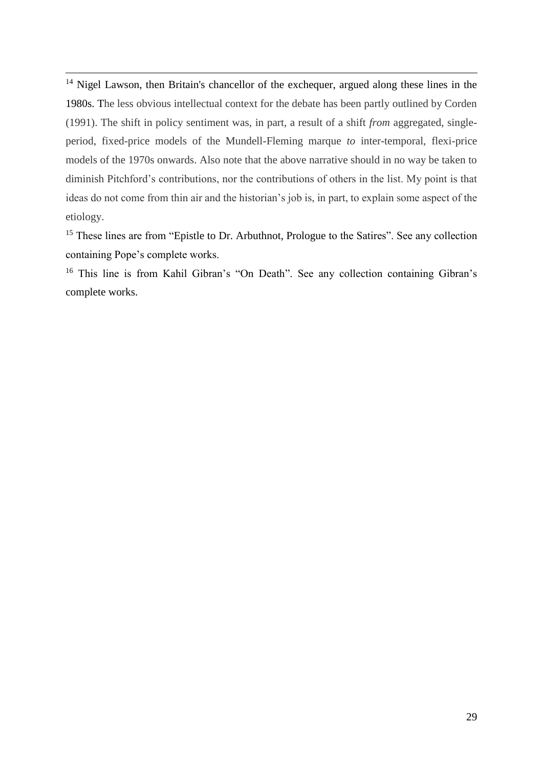[14] Nigel Lawson, then Britain's chancellor of the exchequer, argued along these lines in the 1980s. The less obvious intellectual context for the debate has been partly outlined by Corden (1991). The shift in policy sentiment was, in part, a result of a shift *from* aggregated, single-period, fixed-price models of the Mundell-Fleming marque *to* inter-temporal, flexi-price models of the 1970s onwards. Also note that the above narrative should in no way be taken to diminish Pitchford's contributions, nor the contributions of others in the list. My point is that ideas do not come from thin air and the historian's job is, in part, to explain some aspect of the etiology.

[15] These lines are from "Epistle to Dr. Arbuthnot, Prologue to the Satires". See any collection containing Pope's complete works.

[16] This line is from Kahil Gibran's "On Death". See any collection containing Gibran's complete works.